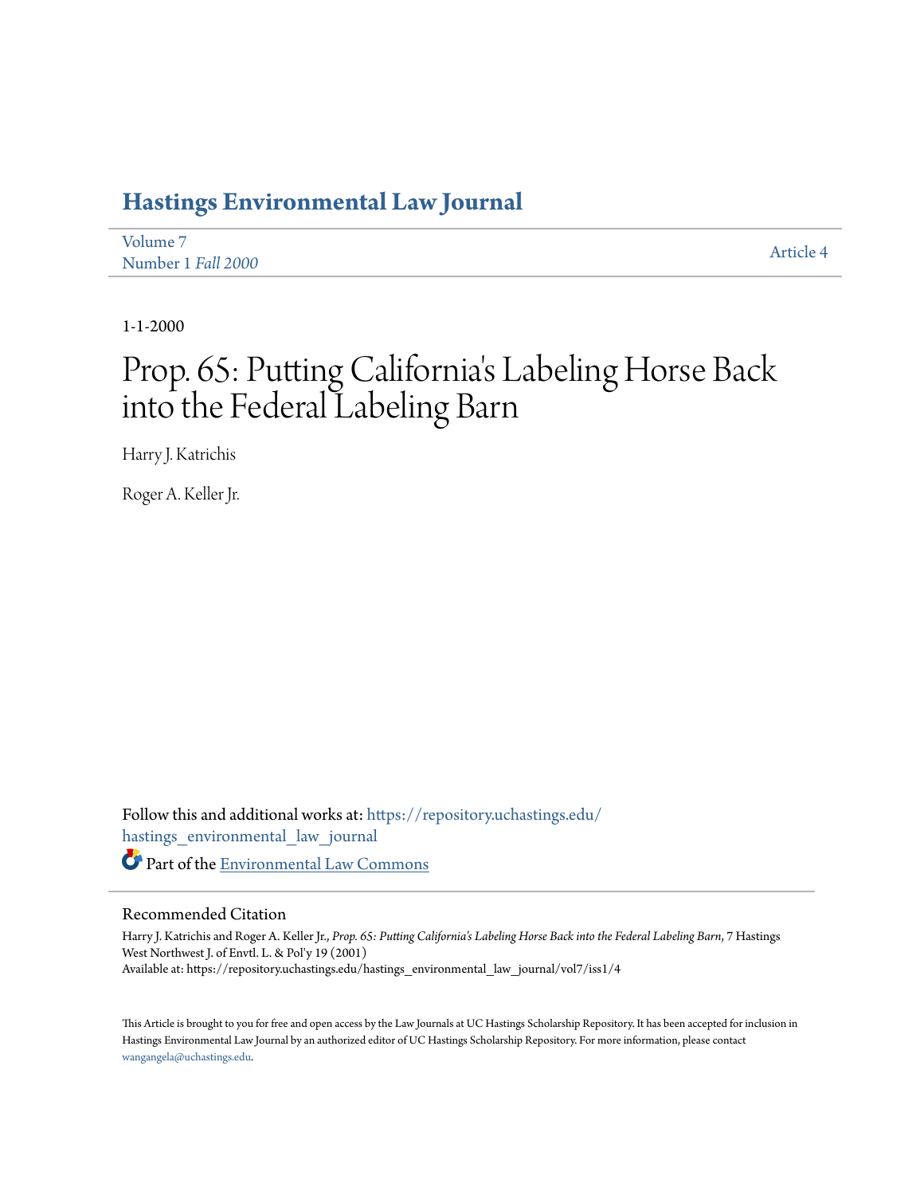# Hastings Environmental Law Journal

Volume 7
Number 1 *Fall 2000*

Article 4

1-1-2000

# Prop. 65: Putting California's Labeling Horse Back into the Federal Labeling Barn

Harry J. Katrichis

Roger A. Keller Jr.

Follow this and additional works at: https://repository.uchastings.edu/hastings_environmental_law_journal

Part of the Environmental Law Commons

## Recommended Citation

Harry J. Katrichis and Roger A. Keller Jr., *Prop. 65: Putting California's Labeling Horse Back into the Federal Labeling Barn*, 7 Hastings West Northwest J. of Envtl. L. & Pol'y 19 (2001)
Available at: https://repository.uchastings.edu/hastings_environmental_law_journal/vol7/iss1/4

This Article is brought to you for free and open access by the Law Journals at UC Hastings Scholarship Repository. It has been accepted for inclusion in Hastings Environmental Law Journal by an authorized editor of UC Hastings Scholarship Repository. For more information, please contact wangangela@uchastings.edu.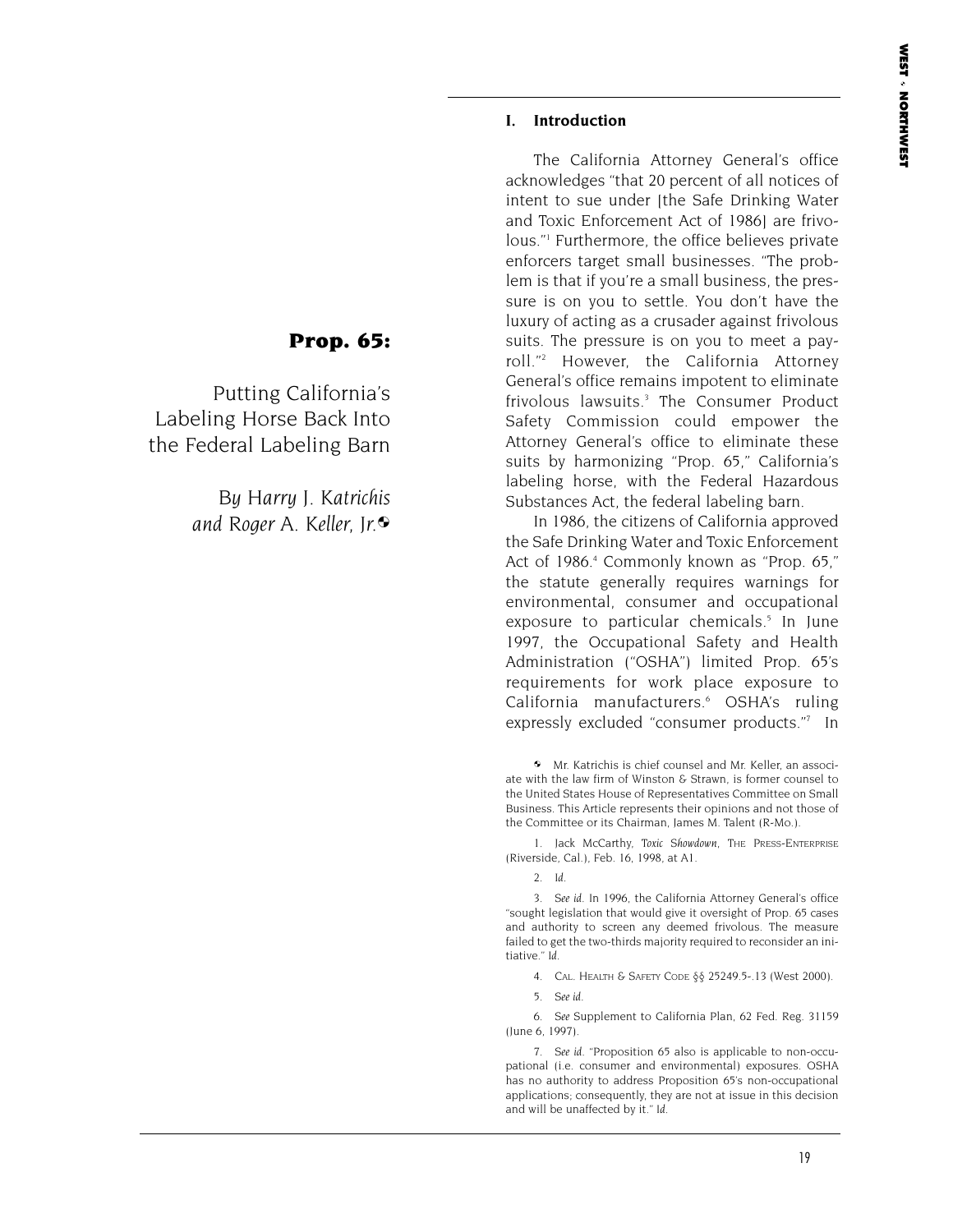# Prop. 65:

## Putting California's Labeling Horse Back Into the Federal Labeling Barn

*By Harry J. Katrichis and Roger A. Keller, Jr.*✧

### I. Introduction

The California Attorney General's office acknowledges "that 20 percent of all notices of intent to sue under [the Safe Drinking Water and Toxic Enforcement Act of 1986] are frivolous."[1] Furthermore, the office believes private enforcers target small businesses. "The problem is that if you're a small business, the pressure is on you to settle. You don't have the luxury of acting as a crusader against frivolous suits. The pressure is on you to meet a payroll."[2] However, the California Attorney General's office remains impotent to eliminate frivolous lawsuits.[3] The Consumer Product Safety Commission could empower the Attorney General's office to eliminate these suits by harmonizing "Prop. 65," California's labeling horse, with the Federal Hazardous Substances Act, the federal labeling barn.

In 1986, the citizens of California approved the Safe Drinking Water and Toxic Enforcement Act of 1986.[4] Commonly known as "Prop. 65," the statute generally requires warnings for environmental, consumer and occupational exposure to particular chemicals.[5] In June 1997, the Occupational Safety and Health Administration ("OSHA") limited Prop. 65's requirements for work place exposure to California manufacturers.[6] OSHA's ruling expressly excluded "consumer products."[7] In

---

✧ Mr. Katrichis is chief counsel and Mr. Keller, an associate with the law firm of Winston & Strawn, is former counsel to the United States House of Representatives Committee on Small Business. This Article represents their opinions and not those of the Committee or its Chairman, James M. Talent (R-Mo.).

1. Jack McCarthy, *Toxic Showdown*, THE PRESS-ENTERPRISE (Riverside, Cal.), Feb. 16, 1998, at A1.

2. *Id.*

3. *See id.* In 1996, the California Attorney General's office "sought legislation that would give it oversight of Prop. 65 cases and authority to screen any deemed frivolous. The measure failed to get the two-thirds majority required to reconsider an initiative." *Id.*

4. CAL. HEALTH & SAFETY CODE §§ 25249.5-.13 (West 2000).

5. *See id.*

6. *See* Supplement to California Plan, 62 Fed. Reg. 31159 (June 6, 1997).

7. *See id.* "Proposition 65 also is applicable to non-occupational (i.e. consumer and environmental) exposures. OSHA has no authority to address Proposition 65's non-occupational applications; consequently, they are not at issue in this decision and will be unaffected by it." *Id.*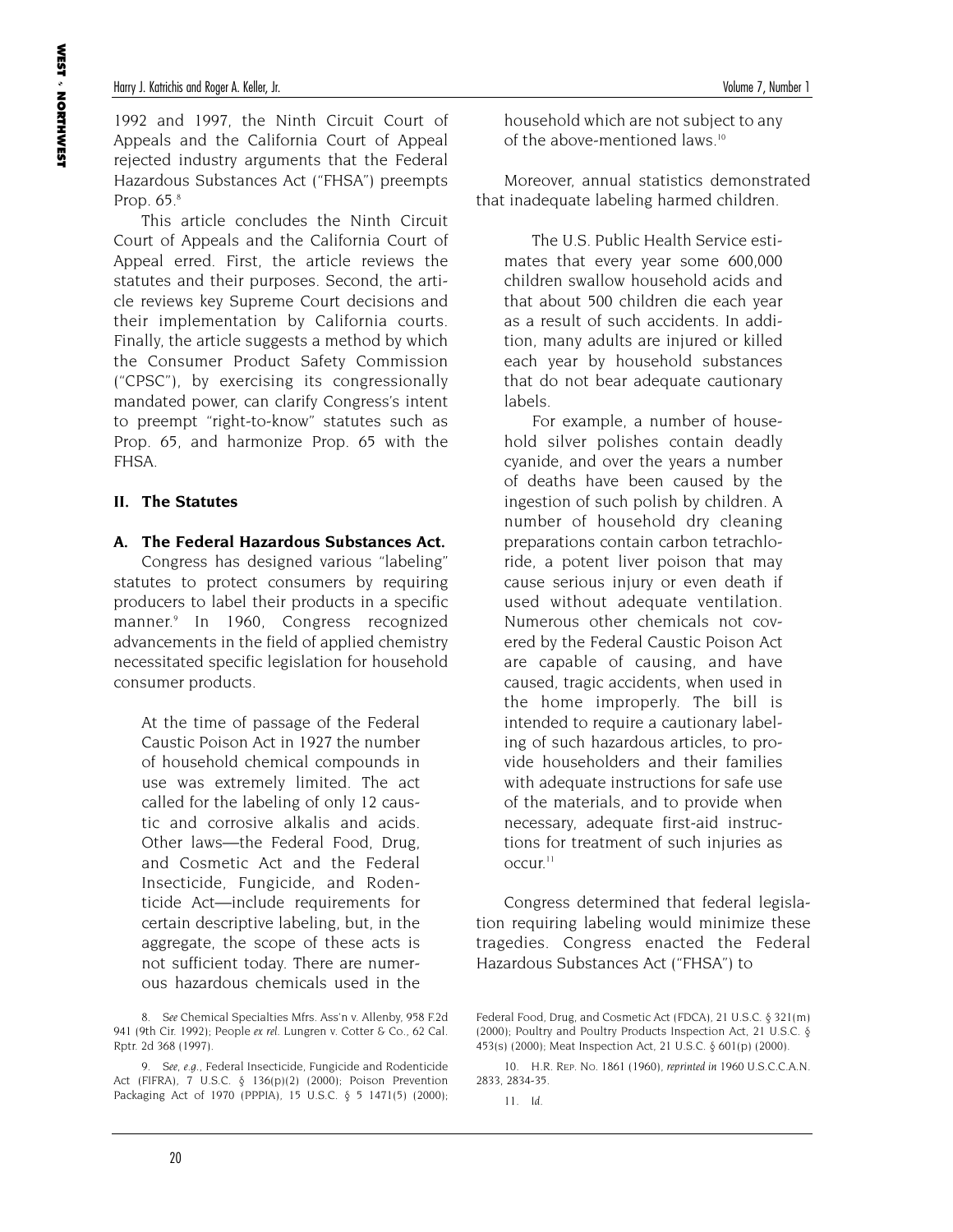1992 and 1997, the Ninth Circuit Court of Appeals and the California Court of Appeal rejected industry arguments that the Federal Hazardous Substances Act ("FHSA") preempts Prop. 65.[8]

This article concludes the Ninth Circuit Court of Appeals and the California Court of Appeal erred. First, the article reviews the statutes and their purposes. Second, the article reviews key Supreme Court decisions and their implementation by California courts. Finally, the article suggests a method by which the Consumer Product Safety Commission ("CPSC"), by exercising its congressionally mandated power, can clarify Congress's intent to preempt "right-to-know" statutes such as Prop. 65, and harmonize Prop. 65 with the FHSA.

## II. The Statutes

### A. The Federal Hazardous Substances Act.

Congress has designed various "labeling" statutes to protect consumers by requiring producers to label their products in a specific manner.[9] In 1960, Congress recognized advancements in the field of applied chemistry necessitated specific legislation for household consumer products.

> At the time of passage of the Federal Caustic Poison Act in 1927 the number of household chemical compounds in use was extremely limited. The act called for the labeling of only 12 caustic and corrosive alkalis and acids. Other laws—the Federal Food, Drug, and Cosmetic Act and the Federal Insecticide, Fungicide, and Rodenticide Act—include requirements for certain descriptive labeling, but, in the aggregate, the scope of these acts is not sufficient today. There are numerous hazardous chemicals used in the household which are not subject to any of the above-mentioned laws.[10]

Moreover, annual statistics demonstrated that inadequate labeling harmed children.

> The U.S. Public Health Service estimates that every year some 600,000 children swallow household acids and that about 500 children die each year as a result of such accidents. In addition, many adults are injured or killed each year by household substances that do not bear adequate cautionary labels.
>
> For example, a number of household silver polishes contain deadly cyanide, and over the years a number of deaths have been caused by the ingestion of such polish by children. A number of household dry cleaning preparations contain carbon tetrachloride, a potent liver poison that may cause serious injury or even death if used without adequate ventilation. Numerous other chemicals not covered by the Federal Caustic Poison Act are capable of causing, and have caused, tragic accidents, when used in the home improperly. The bill is intended to require a cautionary labeling of such hazardous articles, to provide householders and their families with adequate instructions for safe use of the materials, and to provide when necessary, adequate first-aid instructions for treatment of such injuries as occur.[11]

Congress determined that federal legislation requiring labeling would minimize these tragedies. Congress enacted the Federal Hazardous Substances Act ("FHSA") to

---

8. *See* Chemical Specialties Mfrs. Ass'n v. Allenby, 958 F.2d 941 (9th Cir. 1992); People *ex rel.* Lungren v. Cotter & Co., 62 Cal. Rptr. 2d 368 (1997).

9. *See, e.g.*, Federal Insecticide, Fungicide and Rodenticide Act (FIFRA), 7 U.S.C. § 136(p)(2) (2000); Poison Prevention Packaging Act of 1970 (PPPIA), 15 U.S.C. § 5 1471(5) (2000); Federal Food, Drug, and Cosmetic Act (FDCA), 21 U.S.C. § 321(m) (2000); Poultry and Poultry Products Inspection Act, 21 U.S.C. § 453(s) (2000); Meat Inspection Act, 21 U.S.C. § 601(p) (2000).

10. H.R. Rep. No. 1861 (1960), *reprinted in* 1960 U.S.C.C.A.N. 2833, 2834-35.

11. *Id.*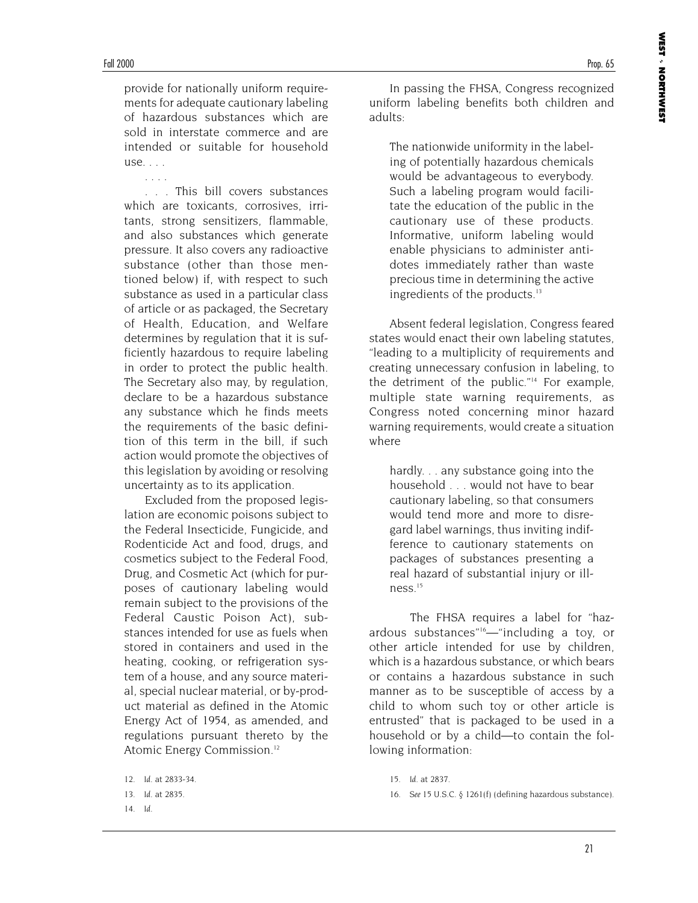> provide for nationally uniform requirements for adequate cautionary labeling of hazardous substances which are sold in interstate commerce and are intended or suitable for household use. . . .
>
> . . . .
>
> . . . This bill covers substances which are toxicants, corrosives, irritants, strong sensitizers, flammable, and also substances which generate pressure. It also covers any radioactive substance (other than those mentioned below) if, with respect to such substance as used in a particular class of article or as packaged, the Secretary of Health, Education, and Welfare determines by regulation that it is sufficiently hazardous to require labeling in order to protect the public health. The Secretary also may, by regulation, declare to be a hazardous substance any substance which he finds meets the requirements of the basic definition of this term in the bill, if such action would promote the objectives of this legislation by avoiding or resolving uncertainty as to its application.
>
> Excluded from the proposed legislation are economic poisons subject to the Federal Insecticide, Fungicide, and Rodenticide Act and food, drugs, and cosmetics subject to the Federal Food, Drug, and Cosmetic Act (which for purposes of cautionary labeling would remain subject to the provisions of the Federal Caustic Poison Act), substances intended for use as fuels when stored in containers and used in the heating, cooking, or refrigeration system of a house, and any source material, special nuclear material, or by-product material as defined in the Atomic Energy Act of 1954, as amended, and regulations pursuant thereto by the Atomic Energy Commission.[12]

In passing the FHSA, Congress recognized uniform labeling benefits both children and adults:

> The nationwide uniformity in the labeling of potentially hazardous chemicals would be advantageous to everybody. Such a labeling program would facilitate the education of the public in the cautionary use of these products. Informative, uniform labeling would enable physicians to administer antidotes immediately rather than waste precious time in determining the active ingredients of the products.[13]

Absent federal legislation, Congress feared states would enact their own labeling statutes, "leading to a multiplicity of requirements and creating unnecessary confusion in labeling, to the detriment of the public."[14] For example, multiple state warning requirements, as Congress noted concerning minor hazard warning requirements, would create a situation where

> hardly. . . any substance going into the household . . . would not have to bear cautionary labeling, so that consumers would tend more and more to disregard label warnings, thus inviting indifference to cautionary statements on packages of substances presenting a real hazard of substantial injury or illness.[15]

The FHSA requires a label for "hazardous substances"[16]—"including a toy, or other article intended for use by children, which is a hazardous substance, or which bears or contains a hazardous substance in such manner as to be susceptible of access by a child to whom such toy or other article is entrusted" that is packaged to be used in a household or by a child—to contain the following information:

12. *Id.* at 2833-34.

13. *Id.* at 2835.

14. *Id.*

15. *Id.* at 2837.

16. *See* 15 U.S.C. § 1261(f) (defining hazardous substance).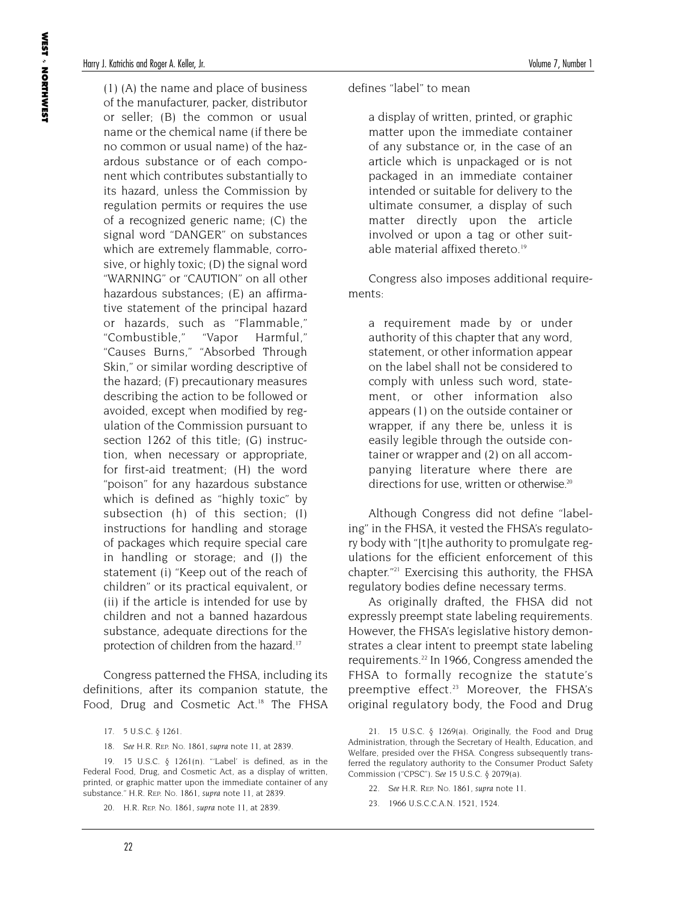(1) (A) the name and place of business of the manufacturer, packer, distributor or seller; (B) the common or usual name or the chemical name (if there be no common or usual name) of the hazardous substance or of each component which contributes substantially to its hazard, unless the Commission by regulation permits or requires the use of a recognized generic name; (C) the signal word "DANGER" on substances which are extremely flammable, corrosive, or highly toxic; (D) the signal word "WARNING" or "CAUTION" on all other hazardous substances; (E) an affirmative statement of the principal hazard or hazards, such as "Flammable," "Combustible," "Vapor Harmful," "Causes Burns," "Absorbed Through Skin," or similar wording descriptive of the hazard; (F) precautionary measures describing the action to be followed or avoided, except when modified by regulation of the Commission pursuant to section 1262 of this title; (G) instruction, when necessary or appropriate, for first-aid treatment; (H) the word "poison" for any hazardous substance which is defined as "highly toxic" by subsection (h) of this section; (I) instructions for handling and storage of packages which require special care in handling or storage; and (J) the statement (i) "Keep out of the reach of children" or its practical equivalent, or (ii) if the article is intended for use by children and not a banned hazardous substance, adequate directions for the protection of children from the hazard.[17]

Congress patterned the FHSA, including its definitions, after its companion statute, the Food, Drug and Cosmetic Act.[18] The FHSA defines "label" to mean

> a display of written, printed, or graphic matter upon the immediate container of any substance or, in the case of an article which is unpackaged or is not packaged in an immediate container intended or suitable for delivery to the ultimate consumer, a display of such matter directly upon the article involved or upon a tag or other suitable material affixed thereto.[19]

Congress also imposes additional requirements:

> a requirement made by or under authority of this chapter that any word, statement, or other information appear on the label shall not be considered to comply with unless such word, statement, or other information also appears (1) on the outside container or wrapper, if any there be, unless it is easily legible through the outside container or wrapper and (2) on all accompanying literature where there are directions for use, written or otherwise.[20]

Although Congress did not define "labeling" in the FHSA, it vested the FHSA's regulatory body with "[t]he authority to promulgate regulations for the efficient enforcement of this chapter."[21] Exercising this authority, the FHSA regulatory bodies define necessary terms.

As originally drafted, the FHSA did not expressly preempt state labeling requirements. However, the FHSA's legislative history demonstrates a clear intent to preempt state labeling requirements.[22] In 1966, Congress amended the FHSA to formally recognize the statute's preemptive effect.[23] Moreover, the FHSA's original regulatory body, the Food and Drug

17. 5 U.S.C. § 1261.

18. *See* H.R. Rep. No. 1861, *supra* note 11, at 2839.

19. 15 U.S.C. § 1261(n). "'Label' is defined, as in the Federal Food, Drug, and Cosmetic Act, as a display of written, printed, or graphic matter upon the immediate container of any substance." H.R. Rep. No. 1861, *supra* note 11, at 2839.

20. H.R. Rep. No. 1861, *supra* note 11, at 2839.

21. 15 U.S.C. § 1269(a). Originally, the Food and Drug Administration, through the Secretary of Health, Education, and Welfare, presided over the FHSA. Congress subsequently transferred the regulatory authority to the Consumer Product Safety Commission ("CPSC"). *See* 15 U.S.C. § 2079(a).

22. *See* H.R. Rep. No. 1861, *supra* note 11.

23. 1966 U.S.C.C.A.N. 1521, 1524.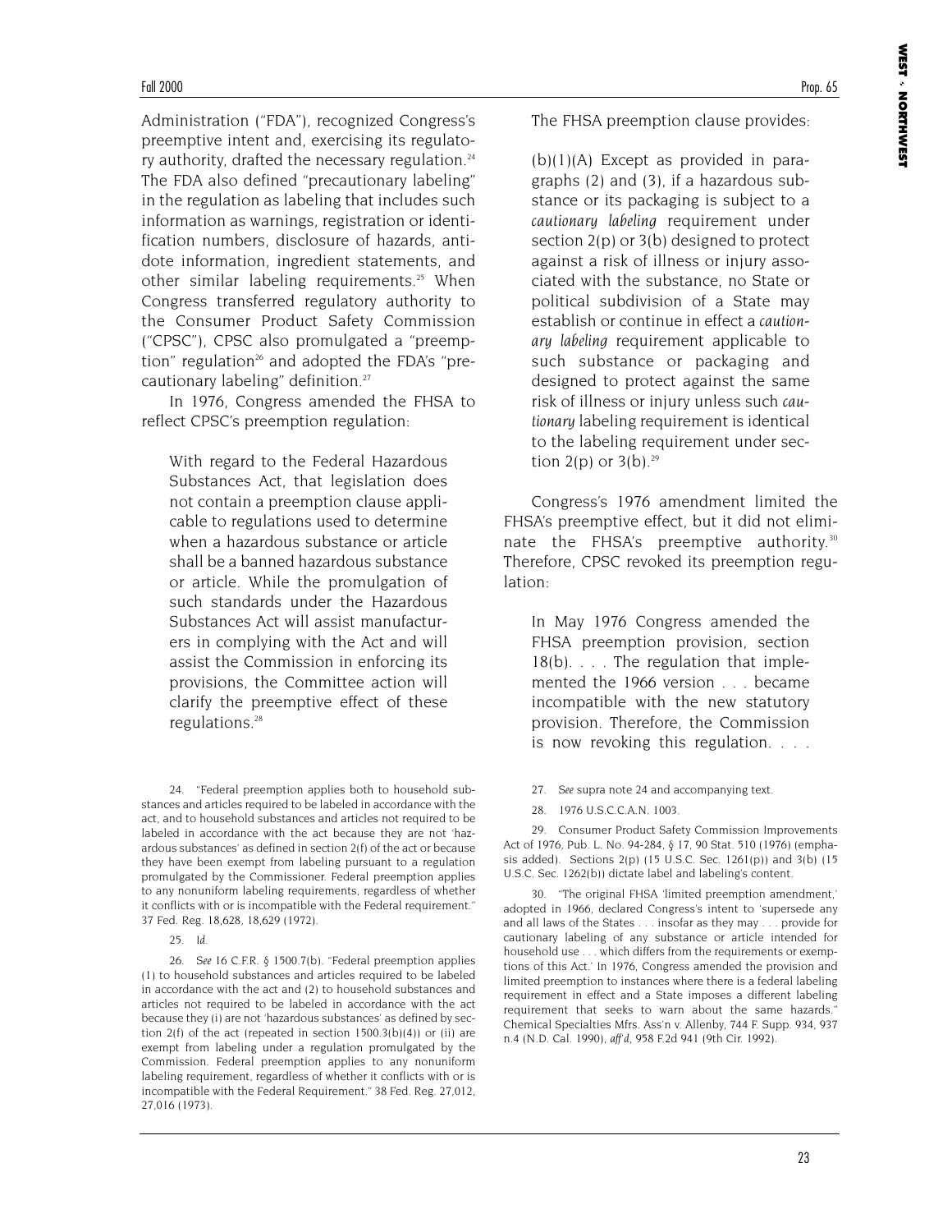Administration ("FDA"), recognized Congress's preemptive intent and, exercising its regulatory authority, drafted the necessary regulation.[24] The FDA also defined "precautionary labeling" in the regulation as labeling that includes such information as warnings, registration or identification numbers, disclosure of hazards, antidote information, ingredient statements, and other similar labeling requirements.[25] When Congress transferred regulatory authority to the Consumer Product Safety Commission ("CPSC"), CPSC also promulgated a "preemption" regulation[26] and adopted the FDA's "precautionary labeling" definition.[27]

In 1976, Congress amended the FHSA to reflect CPSC's preemption regulation:

> With regard to the Federal Hazardous Substances Act, that legislation does not contain a preemption clause applicable to regulations used to determine when a hazardous substance or article shall be a banned hazardous substance or article. While the promulgation of such standards under the Hazardous Substances Act will assist manufacturers in complying with the Act and will assist the Commission in enforcing its provisions, the Committee action will clarify the preemptive effect of these regulations.[28]

The FHSA preemption clause provides:

> (b)(1)(A) Except as provided in paragraphs (2) and (3), if a hazardous substance or its packaging is subject to a *cautionary labeling* requirement under section 2(p) or 3(b) designed to protect against a risk of illness or injury associated with the substance, no State or political subdivision of a State may establish or continue in effect a *cautionary labeling* requirement applicable to such substance or packaging and designed to protect against the same risk of illness or injury unless such *cautionary* labeling requirement is identical to the labeling requirement under section 2(p) or 3(b).[29]

Congress's 1976 amendment limited the FHSA's preemptive effect, but it did not eliminate the FHSA's preemptive authority.[30] Therefore, CPSC revoked its preemption regulation:

> In May 1976 Congress amended the FHSA preemption provision, section 18(b). . . . The regulation that implemented the 1966 version . . . became incompatible with the new statutory provision. Therefore, the Commission is now revoking this regulation. . . .

---

24. "Federal preemption applies both to household substances and articles required to be labeled in accordance with the act, and to household substances and articles not required to be labeled in accordance with the act because they are not 'hazardous substances' as defined in section 2(f) of the act or because they have been exempt from labeling pursuant to a regulation promulgated by the Commissioner. Federal preemption applies to any nonuniform labeling requirements, regardless of whether it conflicts with or is incompatible with the Federal requirement." 37 Fed. Reg. 18,628, 18,629 (1972).

25. *Id.*

26. *See* 16 C.F.R. § 1500.7(b). "Federal preemption applies (1) to household substances and articles required to be labeled in accordance with the act and (2) to household substances and articles not required to be labeled in accordance with the act because they (i) are not 'hazardous substances' as defined by section 2(f) of the act (repeated in section 1500.3(b)(4)) or (ii) are exempt from labeling under a regulation promulgated by the Commission. Federal preemption applies to any nonuniform labeling requirement, regardless of whether it conflicts with or is incompatible with the Federal Requirement." 38 Fed. Reg. 27,012, 27,016 (1973).

27. *See* supra note 24 and accompanying text.

28. 1976 U.S.C.C.A.N. 1003.

29. Consumer Product Safety Commission Improvements Act of 1976, Pub. L. No. 94-284, § 17, 90 Stat. 510 (1976) (emphasis added). Sections 2(p) (15 U.S.C. Sec. 1261(p)) and 3(b) (15 U.S.C. Sec. 1262(b)) dictate label and labeling's content.

30. "The original FHSA 'limited preemption amendment,' adopted in 1966, declared Congress's intent to 'supersede any and all laws of the States . . . insofar as they may . . . provide for cautionary labeling of any substance or article intended for household use . . . which differs from the requirements or exemptions of this Act.' In 1976, Congress amended the provision and limited preemption to instances where there is a federal labeling requirement in effect and a State imposes a different labeling requirement that seeks to warn about the same hazards." Chemical Specialties Mfrs. Ass'n v. Allenby, 744 F. Supp. 934, 937 n.4 (N.D. Cal. 1990), *aff'd*, 958 F.2d 941 (9th Cir. 1992).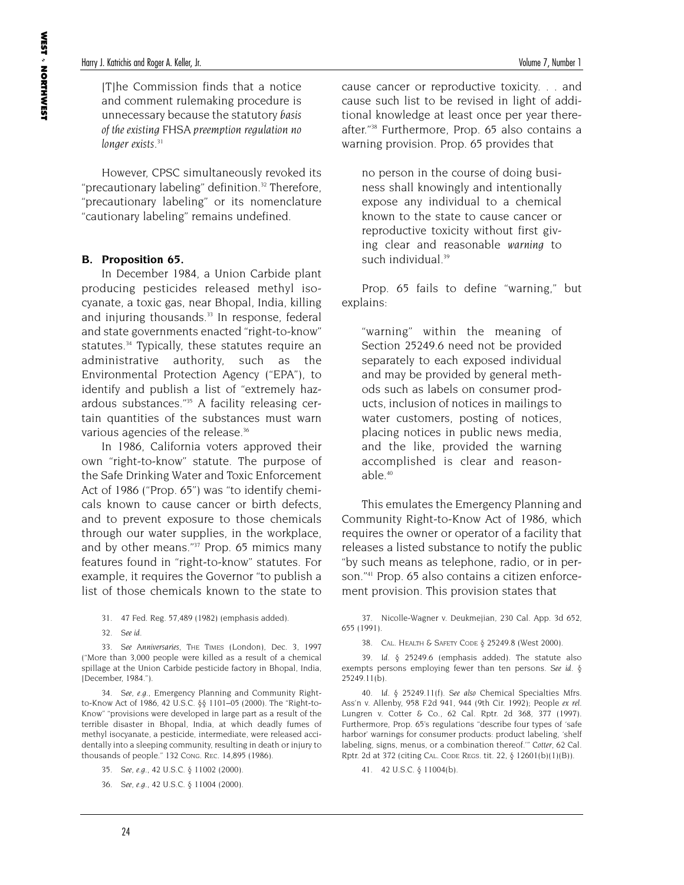> [T]he Commission finds that a notice and comment rulemaking procedure is unnecessary because the statutory *basis of the existing* FHSA *preemption regulation no longer exists*.[31]

However, CPSC simultaneously revoked its "precautionary labeling" definition.[32] Therefore, "precautionary labeling" or its nomenclature "cautionary labeling" remains undefined.

### B. Proposition 65.

In December 1984, a Union Carbide plant producing pesticides released methyl isocyanate, a toxic gas, near Bhopal, India, killing and injuring thousands.[33] In response, federal and state governments enacted "right-to-know" statutes.[34] Typically, these statutes require an administrative authority, such as the Environmental Protection Agency ("EPA"), to identify and publish a list of "extremely hazardous substances."[35] A facility releasing certain quantities of the substances must warn various agencies of the release.[36]

In 1986, California voters approved their own "right-to-know" statute. The purpose of the Safe Drinking Water and Toxic Enforcement Act of 1986 ("Prop. 65") was "to identify chemicals known to cause cancer or birth defects, and to prevent exposure to those chemicals through our water supplies, in the workplace, and by other means."[37] Prop. 65 mimics many features found in "right-to-know" statutes. For example, it requires the Governor "to publish a list of those chemicals known to the state to cause cancer or reproductive toxicity. . . and cause such list to be revised in light of additional knowledge at least once per year thereafter."[38] Furthermore, Prop. 65 also contains a warning provision. Prop. 65 provides that

> no person in the course of doing business shall knowingly and intentionally expose any individual to a chemical known to the state to cause cancer or reproductive toxicity without first giving clear and reasonable *warning* to such individual.[39]

Prop. 65 fails to define "warning," but explains:

> "warning" within the meaning of Section 25249.6 need not be provided separately to each exposed individual and may be provided by general methods such as labels on consumer products, inclusion of notices in mailings to water customers, posting of notices, placing notices in public news media, and the like, provided the warning accomplished is clear and reasonable.[40]

This emulates the Emergency Planning and Community Right-to-Know Act of 1986, which requires the owner or operator of a facility that releases a listed substance to notify the public "by such means as telephone, radio, or in person."[41] Prop. 65 also contains a citizen enforcement provision. This provision states that

---

31. 47 Fed. Reg. 57,489 (1982) (emphasis added).

32. *See id.*

33. *See Anniversaries*, THE TIMES (London), Dec. 3, 1997 ("More than 3,000 people were killed as a result of a chemical spillage at the Union Carbide pesticide factory in Bhopal, India, [December, 1984.").

34. *See, e.g.*, Emergency Planning and Community Right-to-Know Act of 1986, 42 U.S.C. §§ 1101–05 (2000). The "Right-to-Know" "provisions were developed in large part as a result of the terrible disaster in Bhopal, India, at which deadly fumes of methyl isocyanate, a pesticide, intermediate, were released accidentally into a sleeping community, resulting in death or injury to thousands of people." 132 CONG. REC. 14,895 (1986).

35. *See, e.g.*, 42 U.S.C. § 11002 (2000).

36. *See, e.g.*, 42 U.S.C. § 11004 (2000).

37. Nicolle-Wagner v. Deukmejian, 230 Cal. App. 3d 652, 655 (1991).

38. CAL. HEALTH & SAFETY CODE § 25249.8 (West 2000).

39. *Id.* § 25249.6 (emphasis added). The statute also exempts persons employing fewer than ten persons. *See id.* § 25249.11(b).

40. *Id.* § 25249.11(f). *See also* Chemical Specialties Mfrs. Ass'n v. Allenby, 958 F.2d 941, 944 (9th Cir. 1992); People *ex rel.* Lungren v. Cotter & Co., 62 Cal. Rptr. 2d 368, 377 (1997). Furthermore, Prop. 65's regulations "describe four types of 'safe harbor' warnings for consumer products: product labeling, 'shelf labeling, signs, menus, or a combination thereof.'" *Cotter*, 62 Cal. Rptr. 2d at 372 (citing CAL. CODE REGS. tit. 22, § 12601(b)(1)(B)).

41. 42 U.S.C. § 11004(b).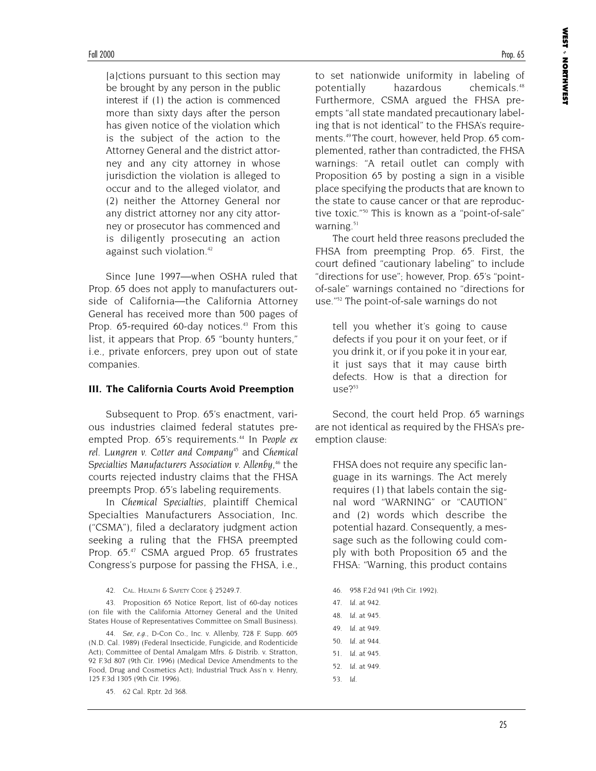> [a]ctions pursuant to this section may be brought by any person in the public interest if (1) the action is commenced more than sixty days after the person has given notice of the violation which is the subject of the action to the Attorney General and the district attorney and any city attorney in whose jurisdiction the violation is alleged to occur and to the alleged violator, and (2) neither the Attorney General nor any district attorney nor any city attorney or prosecutor has commenced and is diligently prosecuting an action against such violation.[42]

Since June 1997—when OSHA ruled that Prop. 65 does not apply to manufacturers outside of California—the California Attorney General has received more than 500 pages of Prop. 65-required 60-day notices.[43] From this list, it appears that Prop. 65 "bounty hunters," i.e., private enforcers, prey upon out of state companies.

### III. The California Courts Avoid Preemption

Subsequent to Prop. 65's enactment, various industries claimed federal statutes preempted Prop. 65's requirements.[44] In *People ex rel. Lungren v. Cotter and Company*[45] and *Chemical Specialties Manufacturers Association v. Allenby*,[46] the courts rejected industry claims that the FHSA preempts Prop. 65's labeling requirements.

In *Chemical Specialties*, plaintiff Chemical Specialties Manufacturers Association, Inc. ("CSMA"), filed a declaratory judgment action seeking a ruling that the FHSA preempted Prop. 65.[47] CSMA argued Prop. 65 frustrates Congress's purpose for passing the FHSA, i.e., to set nationwide uniformity in labeling of potentially hazardous chemicals.[48] Furthermore, CSMA argued the FHSA preempts "all state mandated precautionary labeling that is not identical" to the FHSA's requirements.[49] The court, however, held Prop. 65 complemented, rather than contradicted, the FHSA warnings: "A retail outlet can comply with Proposition 65 by posting a sign in a visible place specifying the products that are known to the state to cause cancer or that are reproductive toxic."[50] This is known as a "point-of-sale" warning.[51]

The court held three reasons precluded the FHSA from preempting Prop. 65. First, the court defined "cautionary labeling" to include "directions for use"; however, Prop. 65's "point-of-sale" warnings contained no "directions for use."[52] The point-of-sale warnings do not

> tell you whether it's going to cause defects if you pour it on your feet, or if you drink it, or if you poke it in your ear, it just says that it may cause birth defects. How is that a direction for use?[53]

Second, the court held Prop. 65 warnings are not identical as required by the FHSA's preemption clause:

> FHSA does not require any specific language in its warnings. The Act merely requires (1) that labels contain the signal word "WARNING" or "CAUTION" and (2) words which describe the potential hazard. Consequently, a message such as the following could comply with both Proposition 65 and the FHSA: "Warning, this product contains

---

42. CAL. HEALTH & SAFETY CODE § 25249.7.

43. Proposition 65 Notice Report, list of 60-day notices (on file with the California Attorney General and the United States House of Representatives Committee on Small Business).

44. *See, e.g.*, D-Con Co., Inc. v. Allenby, 728 F. Supp. 605 (N.D. Cal. 1989) (Federal Insecticide, Fungicide, and Rodenticide Act); Committee of Dental Amalgam Mfrs. & Distrib. v. Stratton, 92 F.3d 807 (9th Cir. 1996) (Medical Device Amendments to the Food, Drug and Cosmetics Act); Industrial Truck Ass'n v. Henry, 125 F.3d 1305 (9th Cir. 1996).

45. 62 Cal. Rptr. 2d 368.

46. 958 F.2d 941 (9th Cir. 1992).

47. *Id.* at 942.

48. *Id.* at 945.

49. *Id.* at 949.

50. *Id.* at 944.

51. *Id.* at 945.

52. *Id.* at 949.

53. *Id.*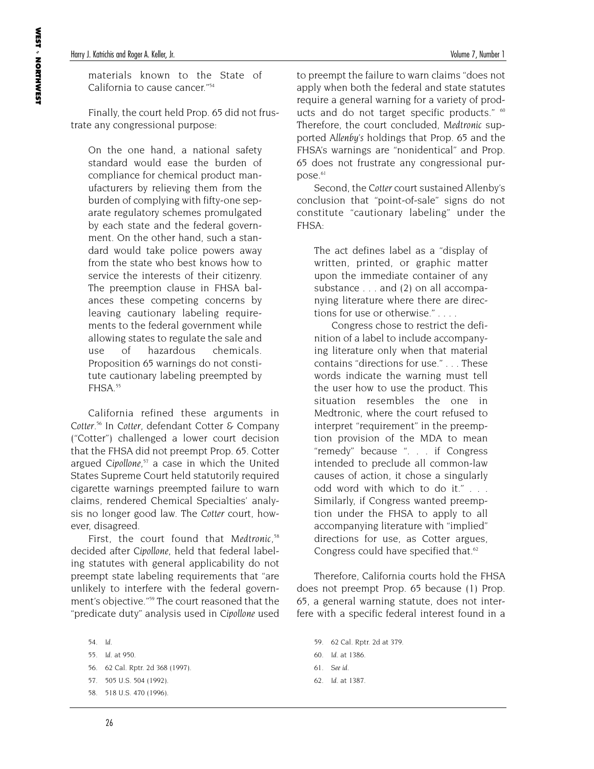materials known to the State of California to cause cancer."[54]

Finally, the court held Prop. 65 did not frustrate any congressional purpose:

> On the one hand, a national safety standard would ease the burden of compliance for chemical product manufacturers by relieving them from the burden of complying with fifty-one separate regulatory schemes promulgated by each state and the federal government. On the other hand, such a standard would take police powers away from the state who best knows how to service the interests of their citizenry. The preemption clause in FHSA balances these competing concerns by leaving cautionary labeling requirements to the federal government while allowing states to regulate the sale and use of hazardous chemicals. Proposition 65 warnings do not constitute cautionary labeling preempted by FHSA.[55]

California refined these arguments in *Cotter*.[56] In *Cotter*, defendant Cotter & Company ("Cotter") challenged a lower court decision that the FHSA did not preempt Prop. 65. Cotter argued *Cipollone*,[57] a case in which the United States Supreme Court held statutorily required cigarette warnings preempted failure to warn claims, rendered Chemical Specialties' analysis no longer good law. The *Cotter* court, however, disagreed.

First, the court found that *Medtronic*,[58] decided after *Cipollone*, held that federal labeling statutes with general applicability do not preempt state labeling requirements that "are unlikely to interfere with the federal government's objective."[59] The court reasoned that the "predicate duty" analysis used in *Cipollone* used to preempt the failure to warn claims "does not apply when both the federal and state statutes require a general warning for a variety of products and do not target specific products." [60] Therefore, the court concluded, *Medtronic* supported *Allenby's* holdings that Prop. 65 and the FHSA's warnings are "nonidentical" and Prop. 65 does not frustrate any congressional purpose.[61]

Second, the *Cotter* court sustained Allenby's conclusion that "point-of-sale" signs do not constitute "cautionary labeling" under the FHSA:

> The act defines label as a "display of written, printed, or graphic matter upon the immediate container of any substance . . . and (2) on all accompanying literature where there are directions for use or otherwise." . . . .
>
> Congress chose to restrict the definition of a label to include accompanying literature only when that material contains "directions for use." . . . These words indicate the warning must tell the user how to use the product. This situation resembles the one in Medtronic, where the court refused to interpret "requirement" in the preemption provision of the MDA to mean "remedy" because ". . . if Congress intended to preclude all common-law causes of action, it chose a singularly odd word with which to do it." . . . Similarly, if Congress wanted preemption under the FHSA to apply to all accompanying literature with "implied" directions for use, as Cotter argues, Congress could have specified that.[62]

Therefore, California courts hold the FHSA does not preempt Prop. 65 because (1) Prop. 65, a general warning statute, does not interfere with a specific federal interest found in a

---

54. *Id.*

55. *Id.* at 950.

56. 62 Cal. Rptr. 2d 368 (1997).

57. 505 U.S. 504 (1992).

58. 518 U.S. 470 (1996).

59. 62 Cal. Rptr. 2d at 379.

60. *Id.* at 1386.

61. *See id.*

62. *Id.* at 1387.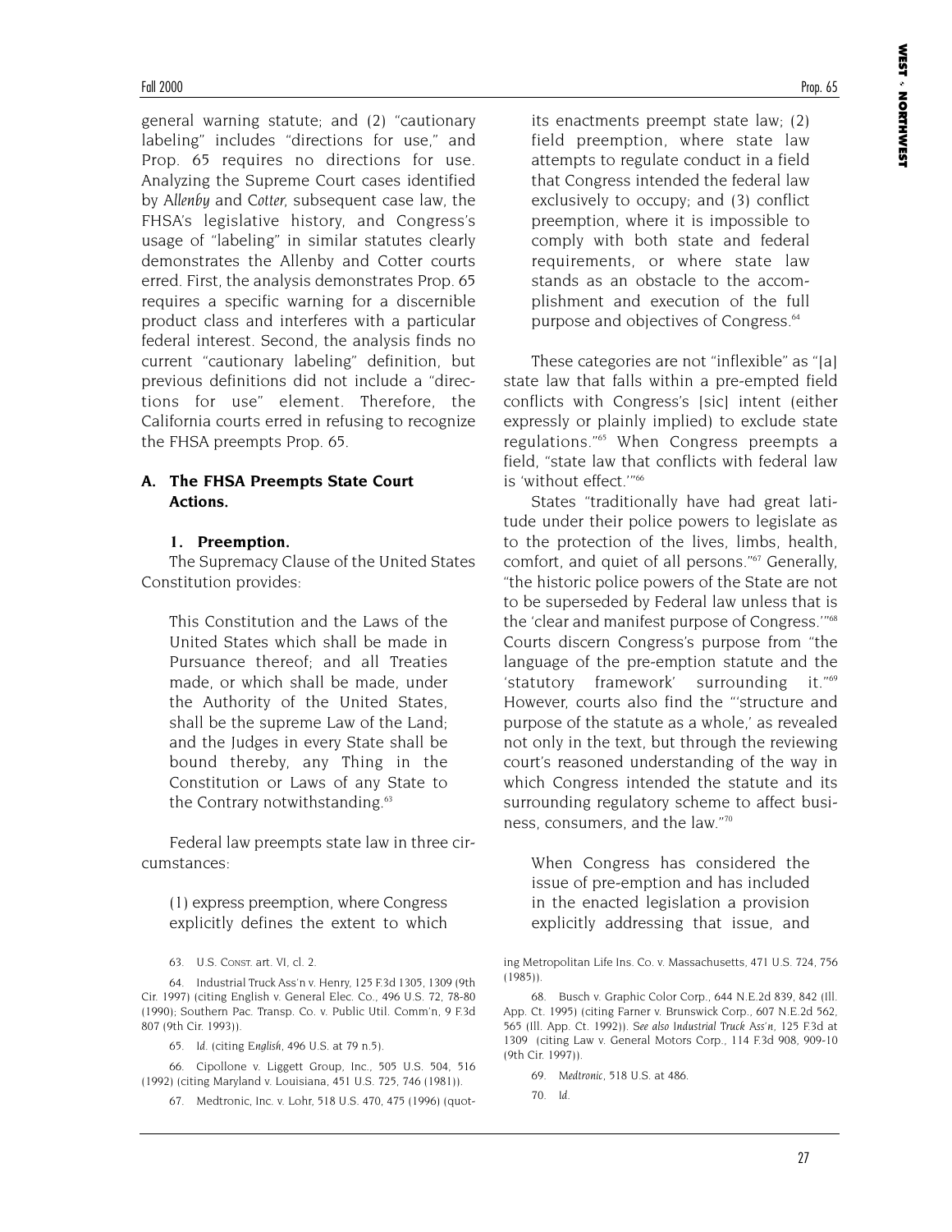general warning statute; and (2) "cautionary labeling" includes "directions for use," and Prop. 65 requires no directions for use. Analyzing the Supreme Court cases identified by *Allenby* and *Cotter,* subsequent case law, the FHSA's legislative history, and Congress's usage of "labeling" in similar statutes clearly demonstrates the Allenby and Cotter courts erred. First, the analysis demonstrates Prop. 65 requires a specific warning for a discernible product class and interferes with a particular federal interest. Second, the analysis finds no current "cautionary labeling" definition, but previous definitions did not include a "directions for use" element. Therefore, the California courts erred in refusing to recognize the FHSA preempts Prop. 65.

### A. The FHSA Preempts State Court Actions.

#### 1. Preemption.

The Supremacy Clause of the United States Constitution provides:

> This Constitution and the Laws of the United States which shall be made in Pursuance thereof; and all Treaties made, or which shall be made, under the Authority of the United States, shall be the supreme Law of the Land; and the Judges in every State shall be bound thereby, any Thing in the Constitution or Laws of any State to the Contrary notwithstanding.[63]

Federal law preempts state law in three circumstances:

> (1) express preemption, where Congress explicitly defines the extent to which its enactments preempt state law; (2) field preemption, where state law attempts to regulate conduct in a field that Congress intended the federal law exclusively to occupy; and (3) conflict preemption, where it is impossible to comply with both state and federal requirements, or where state law stands as an obstacle to the accomplishment and execution of the full purpose and objectives of Congress.[64]

These categories are not "inflexible" as "[a] state law that falls within a pre-empted field conflicts with Congress's [sic] intent (either expressly or plainly implied) to exclude state regulations."[65] When Congress preempts a field, "state law that conflicts with federal law is 'without effect.'"[66]

States "traditionally have had great latitude under their police powers to legislate as to the protection of the lives, limbs, health, comfort, and quiet of all persons."[67] Generally, "the historic police powers of the State are not to be superseded by Federal law unless that is the 'clear and manifest purpose of Congress.'"[68] Courts discern Congress's purpose from "the language of the pre-emption statute and the 'statutory framework' surrounding it."[69] However, courts also find the "'structure and purpose of the statute as a whole,' as revealed not only in the text, but through the reviewing court's reasoned understanding of the way in which Congress intended the statute and its surrounding regulatory scheme to affect business, consumers, and the law."[70]

> When Congress has considered the issue of pre-emption and has included in the enacted legislation a provision explicitly addressing that issue, and

---

63. U.S. CONST. art. VI, cl. 2.

64. Industrial Truck Ass'n v. Henry, 125 F.3d 1305, 1309 (9th Cir. 1997) (citing English v. General Elec. Co., 496 U.S. 72, 78-80 (1990); Southern Pac. Transp. Co. v. Public Util. Comm'n, 9 F.3d 807 (9th Cir. 1993)).

65. *Id.* (citing *English*, 496 U.S. at 79 n.5).

66. Cipollone v. Liggett Group, Inc., 505 U.S. 504, 516 (1992) (citing Maryland v. Louisiana, 451 U.S. 725, 746 (1981)).

67. Medtronic, Inc. v. Lohr, 518 U.S. 470, 475 (1996) (quoting Metropolitan Life Ins. Co. v. Massachusetts, 471 U.S. 724, 756 (1985)).

68. Busch v. Graphic Color Corp., 644 N.E.2d 839, 842 (Ill. App. Ct. 1995) (citing Farner v. Brunswick Corp., 607 N.E.2d 562, 565 (Ill. App. Ct. 1992)). *See also Industrial Truck Ass'n*, 125 F.3d at 1309 (citing Law v. General Motors Corp., 114 F.3d 908, 909-10 (9th Cir. 1997)).

69. *Medtronic*, 518 U.S. at 486.

70. *Id.*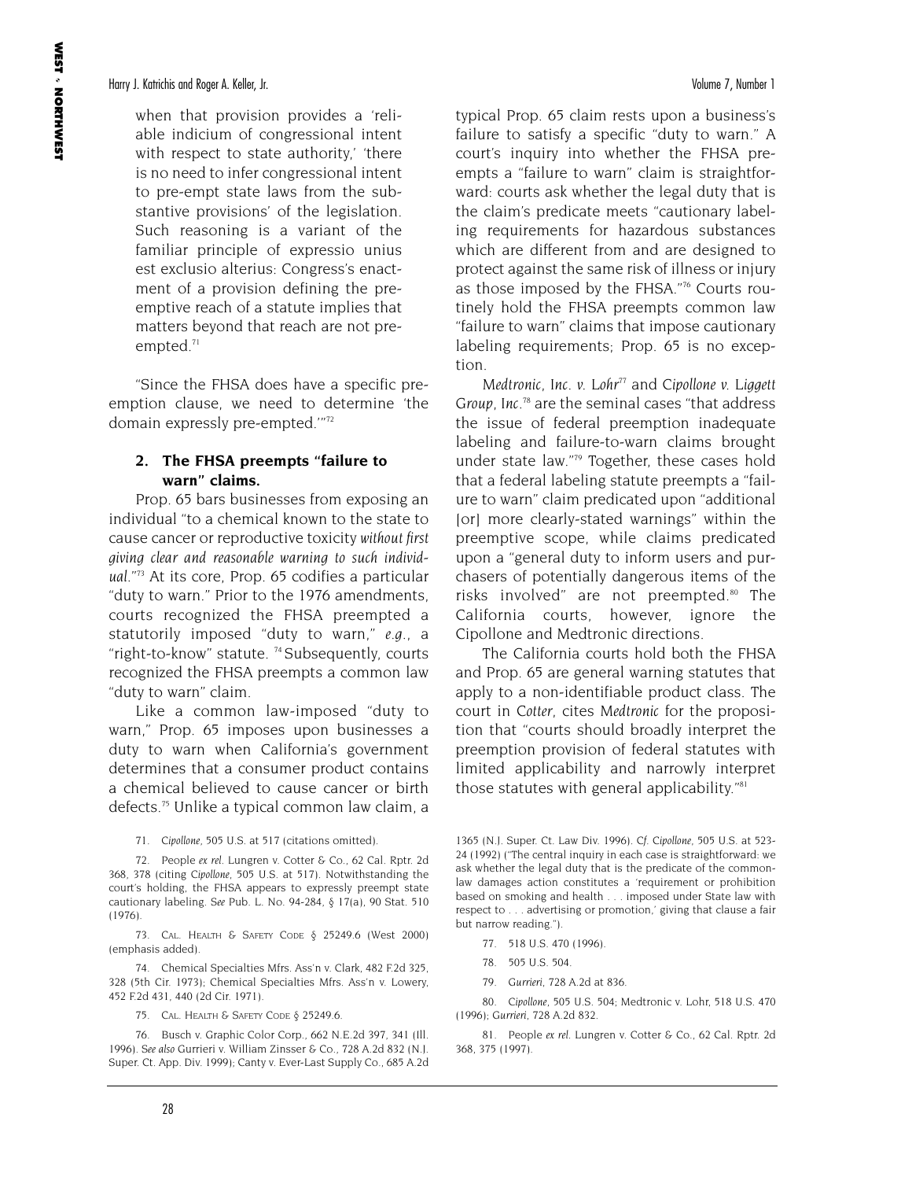when that provision provides a 'reliable indicium of congressional intent with respect to state authority,' 'there is no need to infer congressional intent to pre-empt state laws from the substantive provisions' of the legislation. Such reasoning is a variant of the familiar principle of expressio unius est exclusio alterius: Congress's enactment of a provision defining the preemptive reach of a statute implies that matters beyond that reach are not preempted.[71]

"Since the FHSA does have a specific preemption clause, we need to determine 'the domain expressly pre-empted.'"[72]

### 2. The FHSA preempts "failure to warn" claims.

Prop. 65 bars businesses from exposing an individual "to a chemical known to the state to cause cancer or reproductive toxicity *without first giving clear and reasonable warning to such individual*."[73] At its core, Prop. 65 codifies a particular "duty to warn." Prior to the 1976 amendments, courts recognized the FHSA preempted a statutorily imposed "duty to warn," *e.g.*, a "right-to-know" statute.[74] Subsequently, courts recognized the FHSA preempts a common law "duty to warn" claim.

Like a common law-imposed "duty to warn," Prop. 65 imposes upon businesses a duty to warn when California's government determines that a consumer product contains a chemical believed to cause cancer or birth defects.[75] Unlike a typical common law claim, a typical Prop. 65 claim rests upon a business's failure to satisfy a specific "duty to warn." A court's inquiry into whether the FHSA preempts a "failure to warn" claim is straightforward: courts ask whether the legal duty that is the claim's predicate meets "cautionary labeling requirements for hazardous substances which are different from and are designed to protect against the same risk of illness or injury as those imposed by the FHSA."[76] Courts routinely hold the FHSA preempts common law "failure to warn" claims that impose cautionary labeling requirements; Prop. 65 is no exception.

*Medtronic, Inc. v. Lohr*[77] and *Cipollone v. Liggett Group, Inc.*[78] are the seminal cases "that address the issue of federal preemption inadequate labeling and failure-to-warn claims brought under state law."[79] Together, these cases hold that a federal labeling statute preempts a "failure to warn" claim predicated upon "additional [or] more clearly-stated warnings" within the preemptive scope, while claims predicated upon a "general duty to inform users and purchasers of potentially dangerous items of the risks involved" are not preempted.[80] The California courts, however, ignore the Cipollone and Medtronic directions.

The California courts hold both the FHSA and Prop. 65 are general warning statutes that apply to a non-identifiable product class. The court in *Cotter*, cites *Medtronic* for the proposition that "courts should broadly interpret the preemption provision of federal statutes with limited applicability and narrowly interpret those statutes with general applicability."[81]

---

71. *Cipollone*, 505 U.S. at 517 (citations omitted).

72. People *ex rel.* Lungren v. Cotter & Co., 62 Cal. Rptr. 2d 368, 378 (citing *Cipollone*, 505 U.S. at 517). Notwithstanding the court's holding, the FHSA appears to expressly preempt state cautionary labeling. *See* Pub. L. No. 94-284, § 17(a), 90 Stat. 510 (1976).

73. CAL. HEALTH & SAFETY CODE § 25249.6 (West 2000) (emphasis added).

74. Chemical Specialties Mfrs. Ass'n v. Clark, 482 F.2d 325, 328 (5th Cir. 1973); Chemical Specialties Mfrs. Ass'n v. Lowery, 452 F.2d 431, 440 (2d Cir. 1971).

75. CAL. HEALTH & SAFETY CODE § 25249.6.

76. Busch v. Graphic Color Corp., 662 N.E.2d 397, 341 (Ill. 1996). *See also* Gurrieri v. William Zinsser & Co., 728 A.2d 832 (N.J. Super. Ct. App. Div. 1999); Canty v. Ever-Last Supply Co., 685 A.2d 1365 (N.J. Super. Ct. Law Div. 1996). *Cf. Cipollone*, 505 U.S. at 523-24 (1992) ("The central inquiry in each case is straightforward: we ask whether the legal duty that is the predicate of the common-law damages action constitutes a 'requirement or prohibition based on smoking and health . . . imposed under State law with respect to . . . advertising or promotion,' giving that clause a fair but narrow reading.").

77. 518 U.S. 470 (1996).

78. 505 U.S. 504.

79. *Gurrieri*, 728 A.2d at 836.

80. *Cipollone*, 505 U.S. 504; Medtronic v. Lohr, 518 U.S. 470 (1996); *Gurrieri*, 728 A.2d 832.

81. People *ex rel.* Lungren v. Cotter & Co., 62 Cal. Rptr. 2d 368, 375 (1997).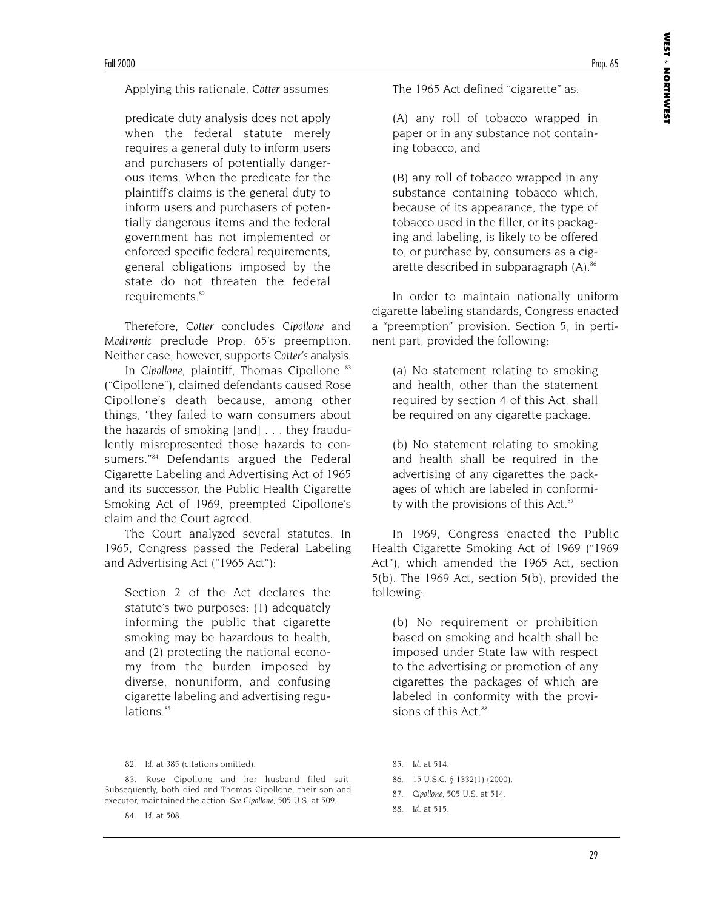Applying this rationale, *Cotter* assumes

> predicate duty analysis does not apply when the federal statute merely requires a general duty to inform users and purchasers of potentially dangerous items. When the predicate for the plaintiff's claims is the general duty to inform users and purchasers of potentially dangerous items and the federal government has not implemented or enforced specific federal requirements, general obligations imposed by the state do not threaten the federal requirements.[82]

Therefore, *Cotter* concludes *Cipollone* and *Medtronic* preclude Prop. 65's preemption. Neither case, however, supports *Cotter's* analysis.

In *Cipollone*, plaintiff, Thomas Cipollone [83] ("Cipollone"), claimed defendants caused Rose Cipollone's death because, among other things, "they failed to warn consumers about the hazards of smoking [and] . . . they fraudulently misrepresented those hazards to consumers."[84] Defendants argued the Federal Cigarette Labeling and Advertising Act of 1965 and its successor, the Public Health Cigarette Smoking Act of 1969, preempted Cipollone's claim and the Court agreed.

The Court analyzed several statutes. In 1965, Congress passed the Federal Labeling and Advertising Act ("1965 Act"):

> Section 2 of the Act declares the statute's two purposes: (1) adequately informing the public that cigarette smoking may be hazardous to health, and (2) protecting the national economy from the burden imposed by diverse, nonuniform, and confusing cigarette labeling and advertising regulations.[85]

The 1965 Act defined "cigarette" as:

> (A) any roll of tobacco wrapped in paper or in any substance not containing tobacco, and
>
> (B) any roll of tobacco wrapped in any substance containing tobacco which, because of its appearance, the type of tobacco used in the filler, or its packaging and labeling, is likely to be offered to, or purchase by, consumers as a cigarette described in subparagraph (A).[86]

In order to maintain nationally uniform cigarette labeling standards, Congress enacted a "preemption" provision. Section 5, in pertinent part, provided the following:

> (a) No statement relating to smoking and health, other than the statement required by section 4 of this Act, shall be required on any cigarette package.
>
> (b) No statement relating to smoking and health shall be required in the advertising of any cigarettes the packages of which are labeled in conformity with the provisions of this Act.[87]

In 1969, Congress enacted the Public Health Cigarette Smoking Act of 1969 ("1969 Act"), which amended the 1965 Act, section 5(b). The 1969 Act, section 5(b), provided the following:

> (b) No requirement or prohibition based on smoking and health shall be imposed under State law with respect to the advertising or promotion of any cigarettes the packages of which are labeled in conformity with the provisions of this Act.[88]

---

82. *Id.* at 385 (citations omitted).

83. Rose Cipollone and her husband filed suit. Subsequently, both died and Thomas Cipollone, their son and executor, maintained the action. *See Cipollone*, 505 U.S. at 509.

84. *Id.* at 508.

85. *Id.* at 514.

86. 15 U.S.C. § 1332(1) (2000).

87. *Cipollone*, 505 U.S. at 514.

88. *Id.* at 515.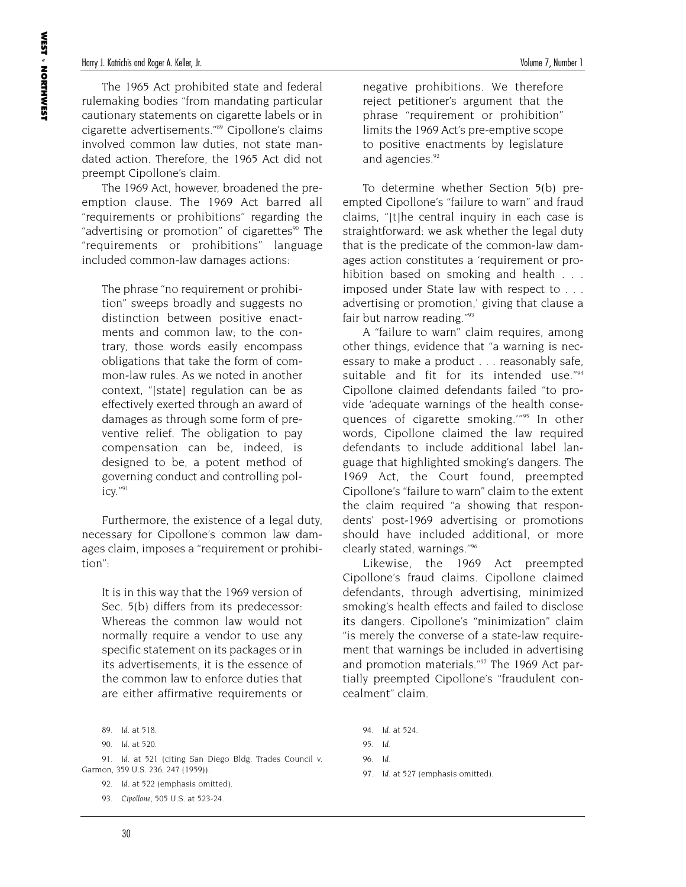The 1965 Act prohibited state and federal rulemaking bodies "from mandating particular cautionary statements on cigarette labels or in cigarette advertisements."[89] Cipollone's claims involved common law duties, not state mandated action. Therefore, the 1965 Act did not preempt Cipollone's claim.

The 1969 Act, however, broadened the preemption clause. The 1969 Act barred all "requirements or prohibitions" regarding the "advertising or promotion" of cigarettes[90] The "requirements or prohibitions" language included common-law damages actions:

> The phrase "no requirement or prohibition" sweeps broadly and suggests no distinction between positive enactments and common law; to the contrary, those words easily encompass obligations that take the form of common-law rules. As we noted in another context, "[state] regulation can be as effectively exerted through an award of damages as through some form of preventive relief. The obligation to pay compensation can be, indeed, is designed to be, a potent method of governing conduct and controlling policy."[91]

Furthermore, the existence of a legal duty, necessary for Cipollone's common law damages claim, imposes a "requirement or prohibition":

> It is in this way that the 1969 version of Sec. 5(b) differs from its predecessor: Whereas the common law would not normally require a vendor to use any specific statement on its packages or in its advertisements, it is the essence of the common law to enforce duties that are either affirmative requirements or negative prohibitions. We therefore reject petitioner's argument that the phrase "requirement or prohibition" limits the 1969 Act's pre-emptive scope to positive enactments by legislature and agencies.[92]

To determine whether Section 5(b) preempted Cipollone's "failure to warn" and fraud claims, "[t]he central inquiry in each case is straightforward: we ask whether the legal duty that is the predicate of the common-law damages action constitutes a 'requirement or prohibition based on smoking and health . . . imposed under State law with respect to . . . advertising or promotion,' giving that clause a fair but narrow reading."[93]

A "failure to warn" claim requires, among other things, evidence that "a warning is necessary to make a product . . . reasonably safe, suitable and fit for its intended use."[94] Cipollone claimed defendants failed "to provide 'adequate warnings of the health consequences of cigarette smoking.'"[95] In other words, Cipollone claimed the law required defendants to include additional label language that highlighted smoking's dangers. The 1969 Act, the Court found, preempted Cipollone's "failure to warn" claim to the extent the claim required "a showing that respondents' post-1969 advertising or promotions should have included additional, or more clearly stated, warnings."[96]

Likewise, the 1969 Act preempted Cipollone's fraud claims. Cipollone claimed defendants, through advertising, minimized smoking's health effects and failed to disclose its dangers. Cipollone's "minimization" claim "is merely the converse of a state-law requirement that warnings be included in advertising and promotion materials."[97] The 1969 Act partially preempted Cipollone's "fraudulent concealment" claim.

89. *Id.* at 518.

90. *Id.* at 520.

91. *Id.* at 521 (citing San Diego Bldg. Trades Council v. Garmon, 359 U.S. 236, 247 (1959)).

92. *Id.* at 522 (emphasis omitted).

93. *Cipollone*, 505 U.S. at 523-24.

94. *Id.* at 524.

95. *Id.*

96. *Id.*

97. *Id.* at 527 (emphasis omitted).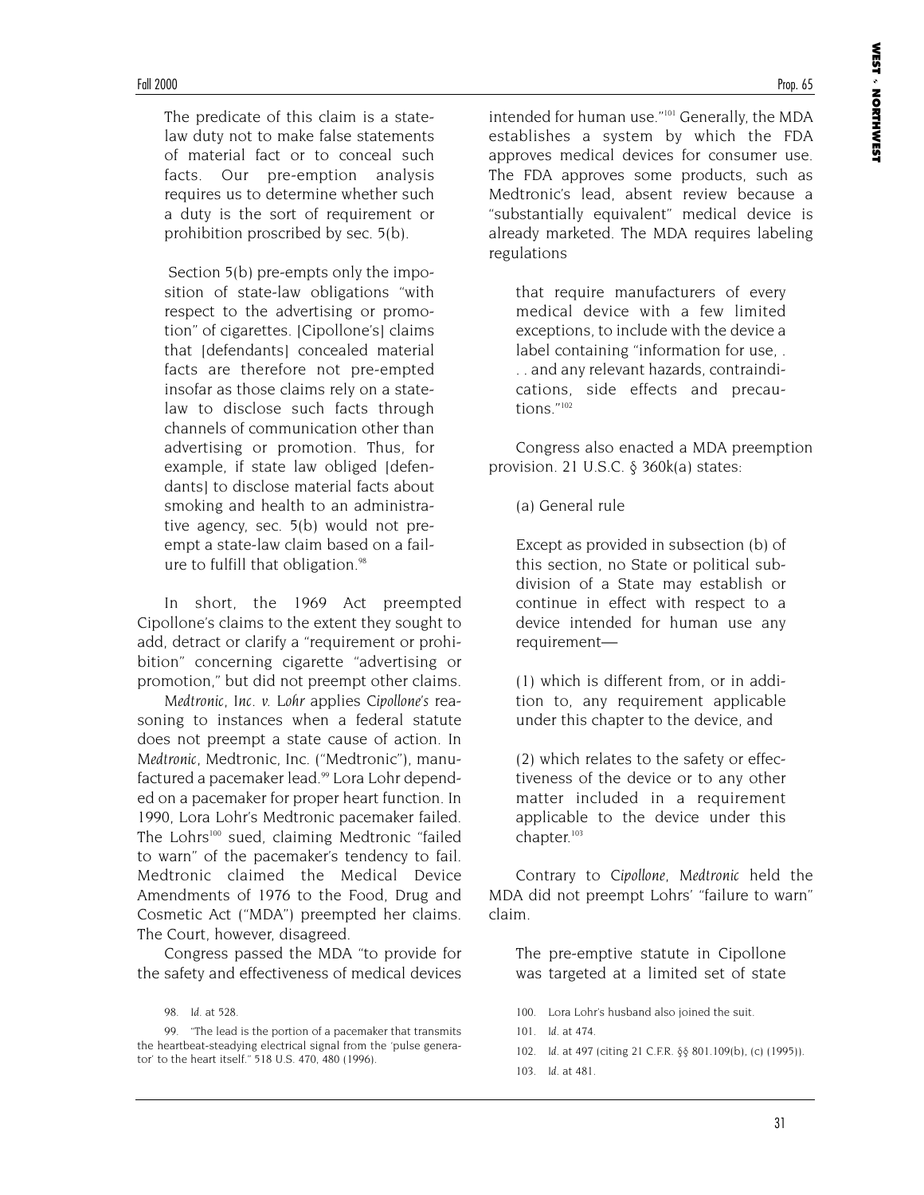> The predicate of this claim is a state-law duty not to make false statements of material fact or to conceal such facts. Our pre-emption analysis requires us to determine whether such a duty is the sort of requirement or prohibition proscribed by sec. 5(b).
>
> Section 5(b) pre-empts only the imposition of state-law obligations "with respect to the advertising or promotion" of cigarettes. [Cipollone's] claims that [defendants] concealed material facts are therefore not pre-empted insofar as those claims rely on a state-law to disclose such facts through channels of communication other than advertising or promotion. Thus, for example, if state law obliged [defendants] to disclose material facts about smoking and health to an administrative agency, sec. 5(b) would not pre-empt a state-law claim based on a failure to fulfill that obligation.[98]

In short, the 1969 Act preempted Cipollone's claims to the extent they sought to add, detract or clarify a "requirement or prohibition" concerning cigarette "advertising or promotion," but did not preempt other claims.

*Medtronic, Inc. v. Lohr* applies *Cipollone's* reasoning to instances when a federal statute does not preempt a state cause of action. In *Medtronic*, Medtronic, Inc. ("Medtronic"), manufactured a pacemaker lead.[99] Lora Lohr depended on a pacemaker for proper heart function. In 1990, Lora Lohr's Medtronic pacemaker failed. The Lohrs[100] sued, claiming Medtronic "failed to warn" of the pacemaker's tendency to fail. Medtronic claimed the Medical Device Amendments of 1976 to the Food, Drug and Cosmetic Act ("MDA") preempted her claims. The Court, however, disagreed.

Congress passed the MDA "to provide for the safety and effectiveness of medical devices intended for human use."[101] Generally, the MDA establishes a system by which the FDA approves medical devices for consumer use. The FDA approves some products, such as Medtronic's lead, absent review because a "substantially equivalent" medical device is already marketed. The MDA requires labeling regulations

> that require manufacturers of every medical device with a few limited exceptions, to include with the device a label containing "information for use, . . . and any relevant hazards, contraindications, side effects and precautions."[102]

Congress also enacted a MDA preemption provision. 21 U.S.C. § 360k(a) states:

> (a) General rule
>
> Except as provided in subsection (b) of this section, no State or political subdivision of a State may establish or continue in effect with respect to a device intended for human use any requirement—
>
> (1) which is different from, or in addition to, any requirement applicable under this chapter to the device, and
>
> (2) which relates to the safety or effectiveness of the device or to any other matter included in a requirement applicable to the device under this chapter.[103]

Contrary to *Cipollone*, *Medtronic* held the MDA did not preempt Lohrs' "failure to warn" claim.

> The pre-emptive statute in Cipollone was targeted at a limited set of state

98. *Id.* at 528.

99. "The lead is the portion of a pacemaker that transmits the heartbeat-steadying electrical signal from the 'pulse generator' to the heart itself." 518 U.S. 470, 480 (1996).

100. Lora Lohr's husband also joined the suit.

101. *Id.* at 474.

102. *Id.* at 497 (citing 21 C.F.R. §§ 801.109(b), (c) (1995)).

103. *Id.* at 481.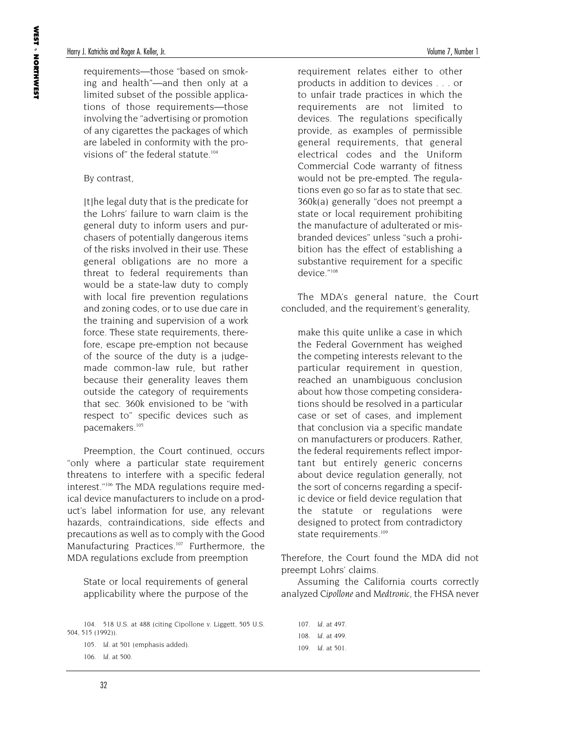requirements—those "based on smoking and health"—and then only at a limited subset of the possible applications of those requirements—those involving the "advertising or promotion of any cigarettes the packages of which are labeled in conformity with the provisions of" the federal statute.[104]

By contrast,

> [t]he legal duty that is the predicate for the Lohrs' failure to warn claim is the general duty to inform users and purchasers of potentially dangerous items of the risks involved in their use. These general obligations are no more a threat to federal requirements than would be a state-law duty to comply with local fire prevention regulations and zoning codes, or to use due care in the training and supervision of a work force. These state requirements, therefore, escape pre-emption not because of the source of the duty is a judge-made common-law rule, but rather because their generality leaves them outside the category of requirements that sec. 360k envisioned to be "with respect to" specific devices such as pacemakers.[105]

Preemption, the Court continued, occurs "only where a particular state requirement threatens to interfere with a specific federal interest."[106] The MDA regulations require medical device manufacturers to include on a product's label information for use, any relevant hazards, contraindications, side effects and precautions as well as to comply with the Good Manufacturing Practices.[107] Furthermore, the MDA regulations exclude from preemption

> State or local requirements of general applicability where the purpose of the requirement relates either to other products in addition to devices . . . or to unfair trade practices in which the requirements are not limited to devices. The regulations specifically provide, as examples of permissible general requirements, that general electrical codes and the Uniform Commercial Code warranty of fitness would not be pre-empted. The regulations even go so far as to state that sec. 360k(a) generally "does not preempt a state or local requirement prohibiting the manufacture of adulterated or misbranded devices" unless "such a prohibition has the effect of establishing a substantive requirement for a specific device."[108]

The MDA's general nature, the Court concluded, and the requirement's generality,

> make this quite unlike a case in which the Federal Government has weighed the competing interests relevant to the particular requirement in question, reached an unambiguous conclusion about how those competing considerations should be resolved in a particular case or set of cases, and implement that conclusion via a specific mandate on manufacturers or producers. Rather, the federal requirements reflect important but entirely generic concerns about device regulation generally, not the sort of concerns regarding a specific device or field device regulation that the statute or regulations were designed to protect from contradictory state requirements.[109]

Therefore, the Court found the MDA did not preempt Lohrs' claims.

Assuming the California courts correctly analyzed *Cipollone* and *Medtronic*, the FHSA never

104. 518 U.S. at 488 (citing Cipollone v. Liggett, 505 U.S. 504, 515 (1992)).

105. *Id.* at 501 (emphasis added).

106. *Id.* at 500.

107. *Id.* at 497.

108. *Id.* at 499.

109. *Id.* at 501.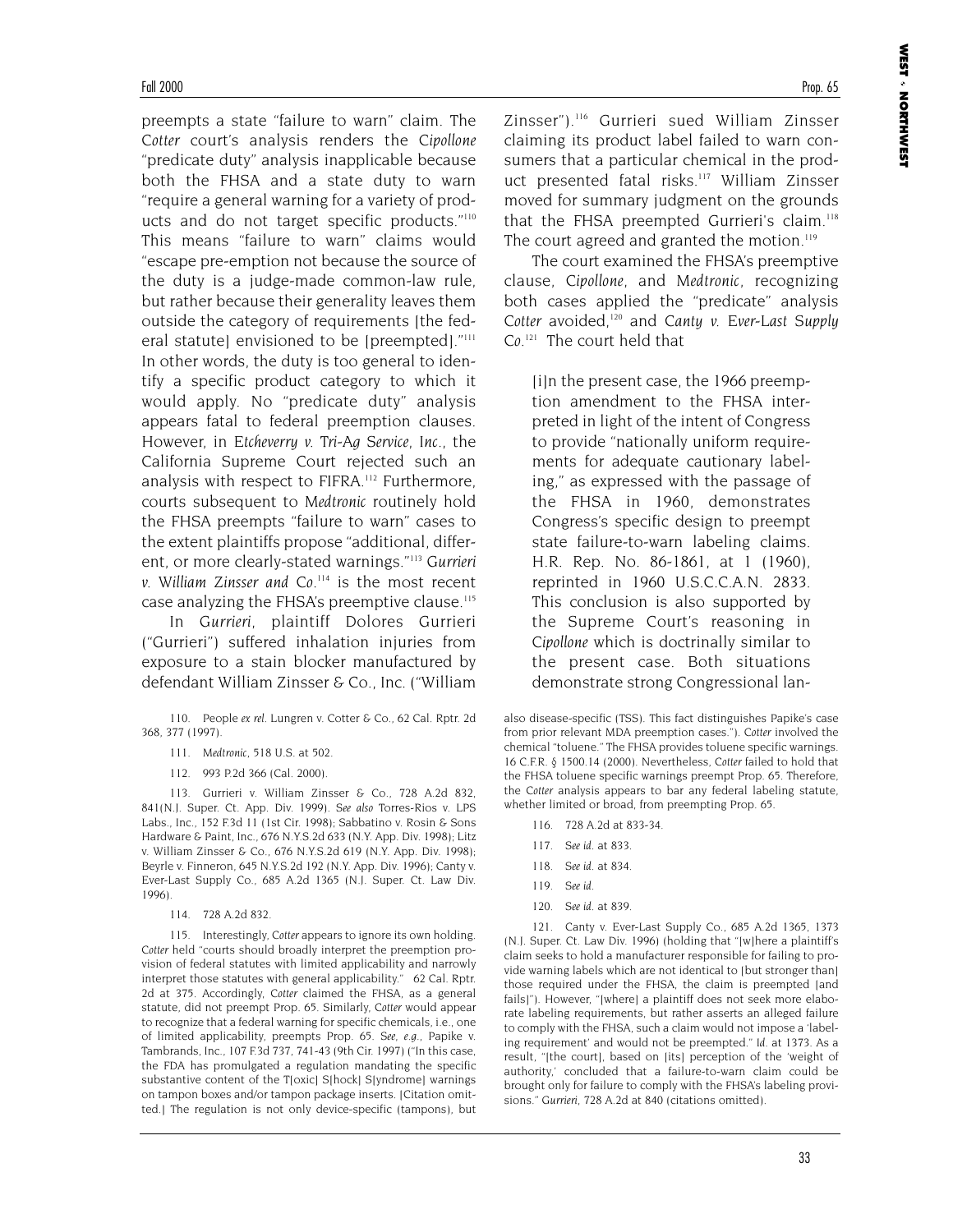preempts a state "failure to warn" claim. The *Cotter* court's analysis renders the *Cipollone* "predicate duty" analysis inapplicable because both the FHSA and a state duty to warn "require a general warning for a variety of products and do not target specific products."[110] This means "failure to warn" claims would "escape pre-emption not because the source of the duty is a judge-made common-law rule, but rather because their generality leaves them outside the category of requirements [the federal statute] envisioned to be [preempted]."[111] In other words, the duty is too general to identify a specific product category to which it would apply. No "predicate duty" analysis appears fatal to federal preemption clauses. However, in *Etcheverry v. Tri-Ag Service, Inc.*, the California Supreme Court rejected such an analysis with respect to FIFRA.[112] Furthermore, courts subsequent to *Medtronic* routinely hold the FHSA preempts "failure to warn" cases to the extent plaintiffs propose "additional, different, or more clearly-stated warnings."[113] *Gurrieri v. William Zinsser and Co.*[114] is the most recent case analyzing the FHSA's preemptive clause.[115]

In *Gurrieri*, plaintiff Dolores Gurrieri ("Gurrieri") suffered inhalation injuries from exposure to a stain blocker manufactured by defendant William Zinsser & Co., Inc. ("William Zinsser").[116] Gurrieri sued William Zinsser claiming its product label failed to warn consumers that a particular chemical in the product presented fatal risks.[117] William Zinsser moved for summary judgment on the grounds that the FHSA preempted Gurrieri's claim.[118] The court agreed and granted the motion.[119]

The court examined the FHSA's preemptive clause, *Cipollone*, and *Medtronic*, recognizing both cases applied the "predicate" analysis *Cotter* avoided,[120] and *Canty v. Ever-Last Supply Co.*[121] The court held that

> [i]n the present case, the 1966 preemption amendment to the FHSA interpreted in light of the intent of Congress to provide "nationally uniform requirements for adequate cautionary labeling," as expressed with the passage of the FHSA in 1960, demonstrates Congress's specific design to preempt state failure-to-warn labeling claims. H.R. Rep. No. 86-1861, at 1 (1960), reprinted in 1960 U.S.C.C.A.N. 2833. This conclusion is also supported by the Supreme Court's reasoning in *Cipollone* which is doctrinally similar to the present case. Both situations demonstrate strong Congressional lan-

---

110. People *ex rel.* Lungren v. Cotter & Co., 62 Cal. Rptr. 2d 368, 377 (1997).

111. *Medtronic*, 518 U.S. at 502.

112. 993 P.2d 366 (Cal. 2000).

113. Gurrieri v. William Zinsser & Co., 728 A.2d 832, 841(N.J. Super. Ct. App. Div. 1999). *See also* Torres-Rios v. LPS Labs., Inc., 152 F.3d 11 (1st Cir. 1998); Sabbatino v. Rosin & Sons Hardware & Paint, Inc., 676 N.Y.S.2d 633 (N.Y. App. Div. 1998); Litz v. William Zinsser & Co., 676 N.Y.S.2d 619 (N.Y. App. Div. 1998); Beyrle v. Finneron, 645 N.Y.S.2d 192 (N.Y. App. Div. 1996); Canty v. Ever-Last Supply Co., 685 A.2d 1365 (N.J. Super. Ct. Law Div. 1996).

114. 728 A.2d 832.

115. Interestingly, *Cotter* appears to ignore its own holding. *Cotter* held "courts should broadly interpret the preemption provision of federal statutes with limited applicability and narrowly interpret those statutes with general applicability." 62 Cal. Rptr. 2d at 375. Accordingly, *Cotter* claimed the FHSA, as a general statute, did not preempt Prop. 65. Similarly, *Cotter* would appear to recognize that a federal warning for specific chemicals, i.e., one of limited applicability, preempts Prop. 65. *See, e.g.*, Papike v. Tambrands, Inc., 107 F.3d 737, 741-43 (9th Cir. 1997) ("In this case, the FDA has promulgated a regulation mandating the specific substantive content of the T[oxic] S[hock] S[yndrome] warnings on tampon boxes and/or tampon package inserts. [Citation omitted.] The regulation is not only device-specific (tampons), but also disease-specific (TSS). This fact distinguishes Papike's case from prior relevant MDA preemption cases."). *Cotter* involved the chemical "toluene." The FHSA provides toluene specific warnings. 16 C.F.R. § 1500.14 (2000). Nevertheless, *Cotter* failed to hold that the FHSA toluene specific warnings preempt Prop. 65. Therefore, the *Cotter* analysis appears to bar any federal labeling statute, whether limited or broad, from preempting Prop. 65.

116. 728 A.2d at 833-34.

117. *See id.* at 833.

118. *See id.* at 834.

119. *See id.*

120. *See id.* at 839.

121. Canty v. Ever-Last Supply Co., 685 A.2d 1365, 1373 (N.J. Super. Ct. Law Div. 1996) (holding that "[w]here a plaintiff's claim seeks to hold a manufacturer responsible for failing to provide warning labels which are not identical to [but stronger than] those required under the FHSA, the claim is preempted [and fails]"). However, "[where] a plaintiff does not seek more elaborate labeling requirements, but rather asserts an alleged failure to comply with the FHSA, such a claim would not impose a 'labeling requirement' and would not be preempted." *Id.* at 1373. As a result, "[the court], based on [its] perception of the 'weight of authority,' concluded that a failure-to-warn claim could be brought only for failure to comply with the FHSA's labeling provisions." *Gurrieri*, 728 A.2d at 840 (citations omitted).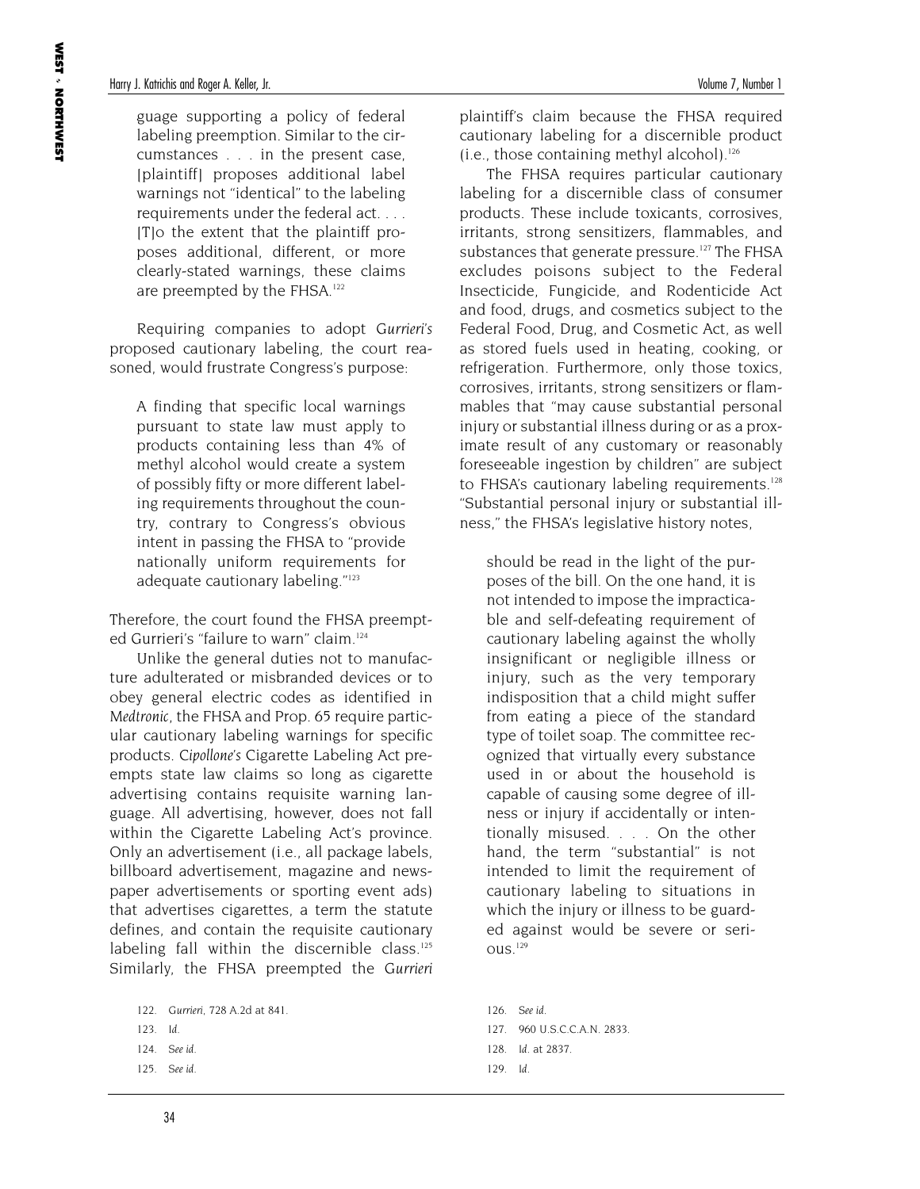guage supporting a policy of federal labeling preemption. Similar to the circumstances . . . in the present case, [plaintiff] proposes additional label warnings not "identical" to the labeling requirements under the federal act. . . . [T]o the extent that the plaintiff proposes additional, different, or more clearly-stated warnings, these claims are preempted by the FHSA.[122]

Requiring companies to adopt *Gurrieri's* proposed cautionary labeling, the court reasoned, would frustrate Congress's purpose:

> A finding that specific local warnings pursuant to state law must apply to products containing less than 4% of methyl alcohol would create a system of possibly fifty or more different labeling requirements throughout the country, contrary to Congress's obvious intent in passing the FHSA to "provide nationally uniform requirements for adequate cautionary labeling."[123]

Therefore, the court found the FHSA preempted Gurrieri's "failure to warn" claim.[124]

Unlike the general duties not to manufacture adulterated or misbranded devices or to obey general electric codes as identified in *Medtronic*, the FHSA and Prop. 65 require particular cautionary labeling warnings for specific products. *Cipollone's* Cigarette Labeling Act preempts state law claims so long as cigarette advertising contains requisite warning language. All advertising, however, does not fall within the Cigarette Labeling Act's province. Only an advertisement (i.e., all package labels, billboard advertisement, magazine and newspaper advertisements or sporting event ads) that advertises cigarettes, a term the statute defines, and contain the requisite cautionary labeling fall within the discernible class.[125] Similarly, the FHSA preempted the *Gurrieri* plaintiff's claim because the FHSA required cautionary labeling for a discernible product (i.e., those containing methyl alcohol).[126]

The FHSA requires particular cautionary labeling for a discernible class of consumer products. These include toxicants, corrosives, irritants, strong sensitizers, flammables, and substances that generate pressure.[127] The FHSA excludes poisons subject to the Federal Insecticide, Fungicide, and Rodenticide Act and food, drugs, and cosmetics subject to the Federal Food, Drug, and Cosmetic Act, as well as stored fuels used in heating, cooking, or refrigeration. Furthermore, only those toxics, corrosives, irritants, strong sensitizers or flammables that "may cause substantial personal injury or substantial illness during or as a proximate result of any customary or reasonably foreseeable ingestion by children" are subject to FHSA's cautionary labeling requirements.[128] "Substantial personal injury or substantial illness," the FHSA's legislative history notes,

> should be read in the light of the purposes of the bill. On the one hand, it is not intended to impose the impracticable and self-defeating requirement of cautionary labeling against the wholly insignificant or negligible illness or injury, such as the very temporary indisposition that a child might suffer from eating a piece of the standard type of toilet soap. The committee recognized that virtually every substance used in or about the household is capable of causing some degree of illness or injury if accidentally or intentionally misused. . . . On the other hand, the term "substantial" is not intended to limit the requirement of cautionary labeling to situations in which the injury or illness to be guarded against would be severe or serious.[129]

---

122. *Gurrieri*, 728 A.2d at 841.
123. *Id.*
124. *See id.*
125. *See id.*
126. *See id.*
127. 960 U.S.C.C.A.N. 2833.
128. *Id.* at 2837.
129. *Id.*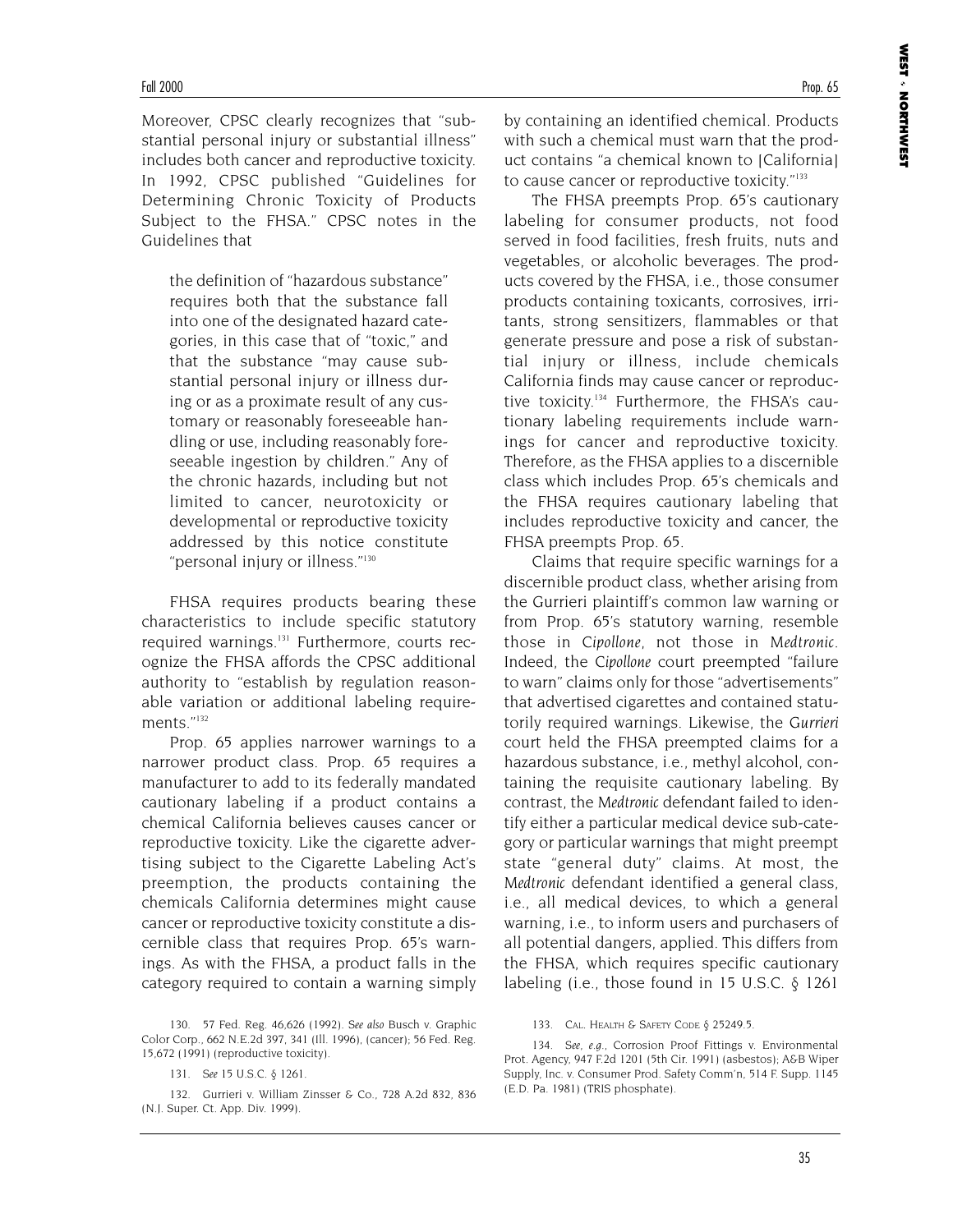Moreover, CPSC clearly recognizes that "substantial personal injury or substantial illness" includes both cancer and reproductive toxicity. In 1992, CPSC published "Guidelines for Determining Chronic Toxicity of Products Subject to the FHSA." CPSC notes in the Guidelines that

> the definition of "hazardous substance" requires both that the substance fall into one of the designated hazard categories, in this case that of "toxic," and that the substance "may cause substantial personal injury or illness during or as a proximate result of any customary or reasonably foreseeable handling or use, including reasonably foreseeable ingestion by children." Any of the chronic hazards, including but not limited to cancer, neurotoxicity or developmental or reproductive toxicity addressed by this notice constitute "personal injury or illness."[130]

FHSA requires products bearing these characteristics to include specific statutory required warnings.[131] Furthermore, courts recognize the FHSA affords the CPSC additional authority to "establish by regulation reasonable variation or additional labeling requirements."[132]

Prop. 65 applies narrower warnings to a narrower product class. Prop. 65 requires a manufacturer to add to its federally mandated cautionary labeling if a product contains a chemical California believes causes cancer or reproductive toxicity. Like the cigarette advertising subject to the Cigarette Labeling Act's preemption, the products containing the chemicals California determines might cause cancer or reproductive toxicity constitute a discernible class that requires Prop. 65's warnings. As with the FHSA, a product falls in the category required to contain a warning simply by containing an identified chemical. Products with such a chemical must warn that the product contains "a chemical known to [California] to cause cancer or reproductive toxicity."[133]

The FHSA preempts Prop. 65's cautionary labeling for consumer products, not food served in food facilities, fresh fruits, nuts and vegetables, or alcoholic beverages. The products covered by the FHSA, i.e., those consumer products containing toxicants, corrosives, irritants, strong sensitizers, flammables or that generate pressure and pose a risk of substantial injury or illness, include chemicals California finds may cause cancer or reproductive toxicity.[134] Furthermore, the FHSA's cautionary labeling requirements include warnings for cancer and reproductive toxicity. Therefore, as the FHSA applies to a discernible class which includes Prop. 65's chemicals and the FHSA requires cautionary labeling that includes reproductive toxicity and cancer, the FHSA preempts Prop. 65.

Claims that require specific warnings for a discernible product class, whether arising from the Gurrieri plaintiff's common law warning or from Prop. 65's statutory warning, resemble those in *Cipollone*, not those in *Medtronic*. Indeed, the *Cipollone* court preempted "failure to warn" claims only for those "advertisements" that advertised cigarettes and contained statutorily required warnings. Likewise, the *Gurrieri* court held the FHSA preempted claims for a hazardous substance, i.e., methyl alcohol, containing the requisite cautionary labeling. By contrast, the *Medtronic* defendant failed to identify either a particular medical device sub-category or particular warnings that might preempt state "general duty" claims. At most, the *Medtronic* defendant identified a general class, i.e., all medical devices, to which a general warning, i.e., to inform users and purchasers of all potential dangers, applied. This differs from the FHSA, which requires specific cautionary labeling (i.e., those found in 15 U.S.C. § 1261

130. 57 Fed. Reg. 46,626 (1992). *See also* Busch v. Graphic Color Corp., 662 N.E.2d 397, 341 (Ill. 1996), (cancer); 56 Fed. Reg. 15,672 (1991) (reproductive toxicity).

131. *See* 15 U.S.C. § 1261.

132. Gurrieri v. William Zinsser & Co., 728 A.2d 832, 836 (N.J. Super. Ct. App. Div. 1999).

133. CAL. HEALTH & SAFETY CODE § 25249.5.

134. *See, e.g.*, Corrosion Proof Fittings v. Environmental Prot. Agency, 947 F.2d 1201 (5th Cir. 1991) (asbestos); A&B Wiper Supply, Inc. v. Consumer Prod. Safety Comm'n, 514 F. Supp. 1145 (E.D. Pa. 1981) (TRIS phosphate).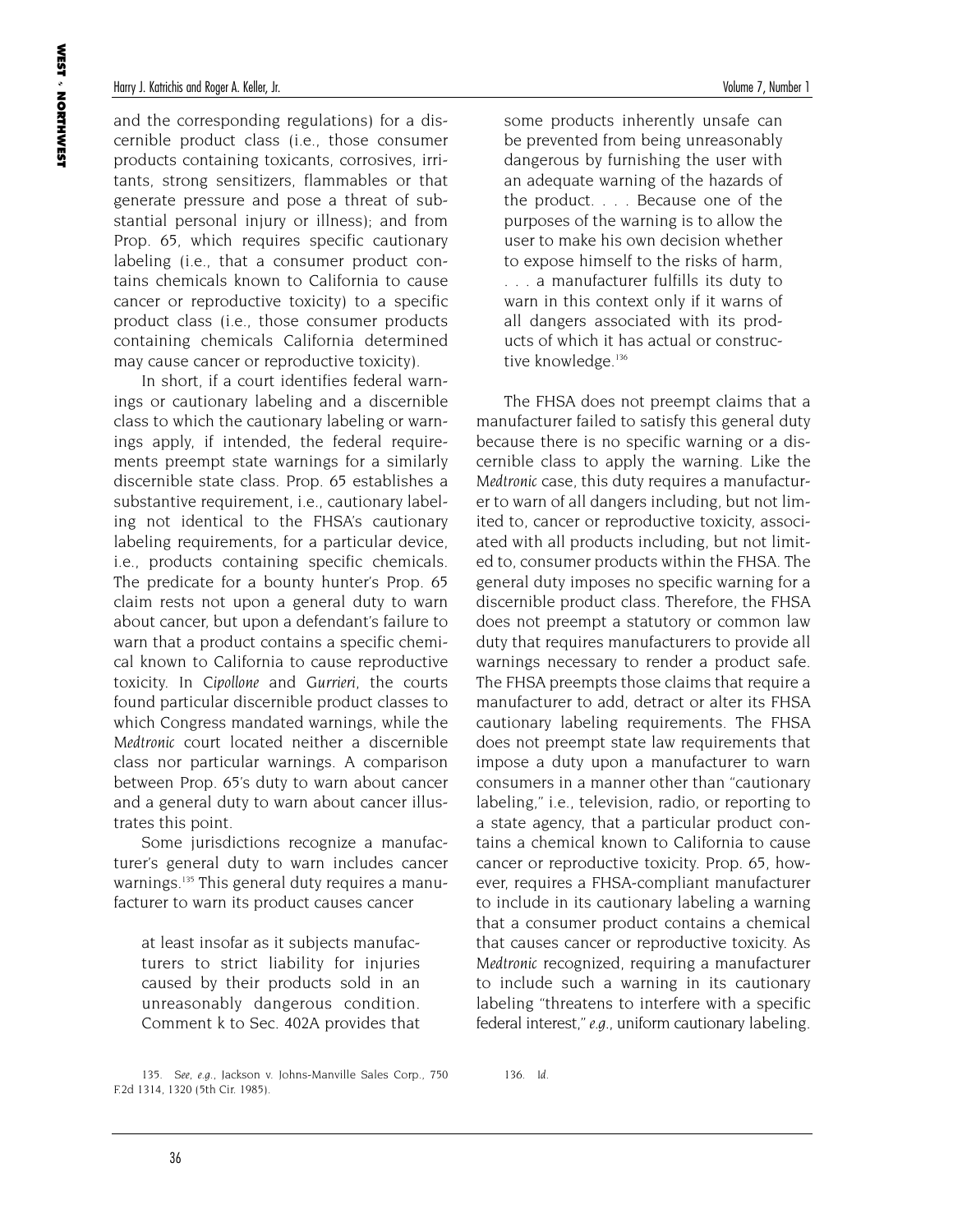and the corresponding regulations) for a discernible product class (i.e., those consumer products containing toxicants, corrosives, irritants, strong sensitizers, flammables or that generate pressure and pose a threat of substantial personal injury or illness); and from Prop. 65, which requires specific cautionary labeling (i.e., that a consumer product contains chemicals known to California to cause cancer or reproductive toxicity) to a specific product class (i.e., those consumer products containing chemicals California determined may cause cancer or reproductive toxicity).

In short, if a court identifies federal warnings or cautionary labeling and a discernible class to which the cautionary labeling or warnings apply, if intended, the federal requirements preempt state warnings for a similarly discernible state class. Prop. 65 establishes a substantive requirement, i.e., cautionary labeling not identical to the FHSA's cautionary labeling requirements, for a particular device, i.e., products containing specific chemicals. The predicate for a bounty hunter's Prop. 65 claim rests not upon a general duty to warn about cancer, but upon a defendant's failure to warn that a product contains a specific chemical known to California to cause reproductive toxicity. In *Cipollone* and *Gurrieri*, the courts found particular discernible product classes to which Congress mandated warnings, while the *Medtronic* court located neither a discernible class nor particular warnings. A comparison between Prop. 65's duty to warn about cancer and a general duty to warn about cancer illustrates this point.

Some jurisdictions recognize a manufacturer's general duty to warn includes cancer warnings.[135] This general duty requires a manufacturer to warn its product causes cancer

> at least insofar as it subjects manufacturers to strict liability for injuries caused by their products sold in an unreasonably dangerous condition. Comment k to Sec. 402A provides that some products inherently unsafe can be prevented from being unreasonably dangerous by furnishing the user with an adequate warning of the hazards of the product. . . . Because one of the purposes of the warning is to allow the user to make his own decision whether to expose himself to the risks of harm, . . . a manufacturer fulfills its duty to warn in this context only if it warns of all dangers associated with its products of which it has actual or constructive knowledge.[136]

The FHSA does not preempt claims that a manufacturer failed to satisfy this general duty because there is no specific warning or a discernible class to apply the warning. Like the *Medtronic* case, this duty requires a manufacturer to warn of all dangers including, but not limited to, cancer or reproductive toxicity, associated with all products including, but not limited to, consumer products within the FHSA. The general duty imposes no specific warning for a discernible product class. Therefore, the FHSA does not preempt a statutory or common law duty that requires manufacturers to provide all warnings necessary to render a product safe. The FHSA preempts those claims that require a manufacturer to add, detract or alter its FHSA cautionary labeling requirements. The FHSA does not preempt state law requirements that impose a duty upon a manufacturer to warn consumers in a manner other than "cautionary labeling," i.e., television, radio, or reporting to a state agency, that a particular product contains a chemical known to California to cause cancer or reproductive toxicity. Prop. 65, however, requires a FHSA-compliant manufacturer to include in its cautionary labeling a warning that a consumer product contains a chemical that causes cancer or reproductive toxicity. As *Medtronic* recognized, requiring a manufacturer to include such a warning in its cautionary labeling "threatens to interfere with a specific federal interest," *e.g.*, uniform cautionary labeling.

135. *See, e.g.*, Jackson v. Johns-Manville Sales Corp., 750 F.2d 1314, 1320 (5th Cir. 1985).

136. *Id.*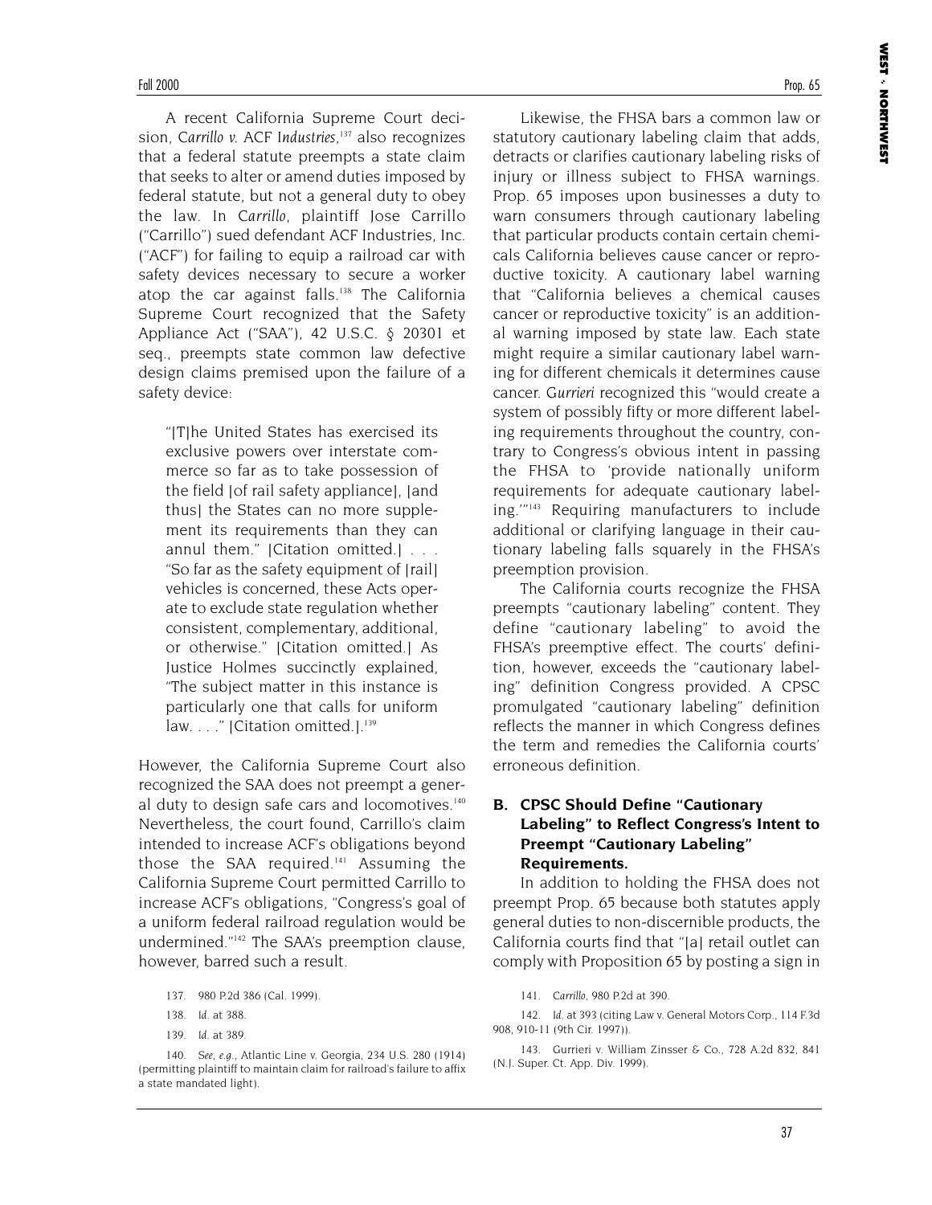A recent California Supreme Court decision, *Carrillo v. ACF Industries*,[137] also recognizes that a federal statute preempts a state claim that seeks to alter or amend duties imposed by federal statute, but not a general duty to obey the law. In *Carrillo*, plaintiff Jose Carrillo ("Carrillo") sued defendant ACF Industries, Inc. ("ACF") for failing to equip a railroad car with safety devices necessary to secure a worker atop the car against falls.[138] The California Supreme Court recognized that the Safety Appliance Act ("SAA"), 42 U.S.C. § 20301 et seq., preempts state common law defective design claims premised upon the failure of a safety device:

> "[T]he United States has exercised its exclusive powers over interstate commerce so far as to take possession of the field [of rail safety appliance], [and thus] the States can no more supplement its requirements than they can annul them." [Citation omitted.] . . . "So far as the safety equipment of [rail] vehicles is concerned, these Acts operate to exclude state regulation whether consistent, complementary, additional, or otherwise." [Citation omitted.] As Justice Holmes succinctly explained, "The subject matter in this instance is particularly one that calls for uniform law. . . ." [Citation omitted.].[139]

However, the California Supreme Court also recognized the SAA does not preempt a general duty to design safe cars and locomotives.[140] Nevertheless, the court found, Carrillo's claim intended to increase ACF's obligations beyond those the SAA required.[141] Assuming the California Supreme Court permitted Carrillo to increase ACF's obligations, "Congress's goal of a uniform federal railroad regulation would be undermined."[142] The SAA's preemption clause, however, barred such a result.

Likewise, the FHSA bars a common law or statutory cautionary labeling claim that adds, detracts or clarifies cautionary labeling risks of injury or illness subject to FHSA warnings. Prop. 65 imposes upon businesses a duty to warn consumers through cautionary labeling that particular products contain certain chemicals California believes cause cancer or reproductive toxicity. A cautionary label warning that "California believes a chemical causes cancer or reproductive toxicity" is an additional warning imposed by state law. Each state might require a similar cautionary label warning for different chemicals it determines cause cancer. *Gurrieri* recognized this "would create a system of possibly fifty or more different labeling requirements throughout the country, contrary to Congress's obvious intent in passing the FHSA to 'provide nationally uniform requirements for adequate cautionary labeling.'"[143] Requiring manufacturers to include additional or clarifying language in their cautionary labeling falls squarely in the FHSA's preemption provision.

The California courts recognize the FHSA preempts "cautionary labeling" content. They define "cautionary labeling" to avoid the FHSA's preemptive effect. The courts' definition, however, exceeds the "cautionary labeling" definition Congress provided. A CPSC promulgated "cautionary labeling" definition reflects the manner in which Congress defines the term and remedies the California courts' erroneous definition.

### B. CPSC Should Define "Cautionary Labeling" to Reflect Congress's Intent to Preempt "Cautionary Labeling" Requirements.

In addition to holding the FHSA does not preempt Prop. 65 because both statutes apply general duties to non-discernible products, the California courts find that "[a] retail outlet can comply with Proposition 65 by posting a sign in

137. 980 P.2d 386 (Cal. 1999).

138. *Id.* at 388.

139. *Id.* at 389.

140. *See, e.g.*, Atlantic Line v. Georgia, 234 U.S. 280 (1914) (permitting plaintiff to maintain claim for railroad's failure to affix a state mandated light).

141. *Carrillo*, 980 P.2d at 390.

142. *Id.* at 393 (citing Law v. General Motors Corp., 114 F.3d 908, 910-11 (9th Cir. 1997)).

143. Gurrieri v. William Zinsser & Co., 728 A.2d 832, 841 (N.J. Super. Ct. App. Div. 1999).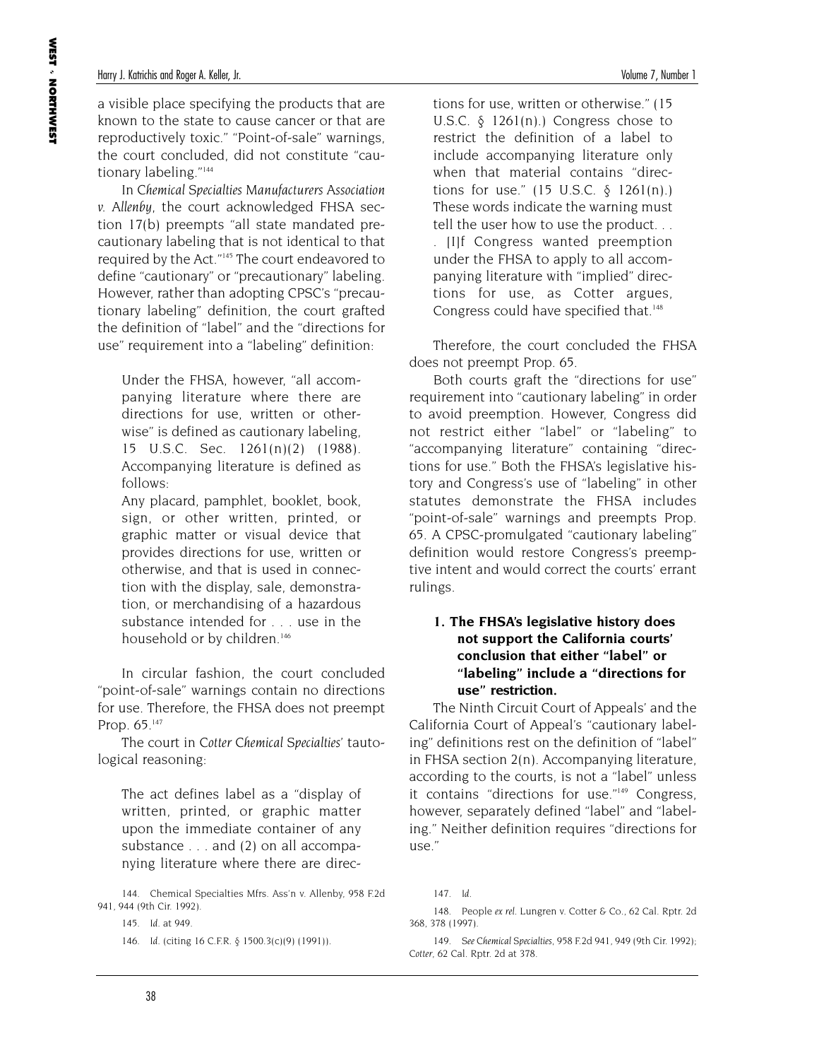a visible place specifying the products that are known to the state to cause cancer or that are reproductively toxic." "Point-of-sale" warnings, the court concluded, did not constitute "cautionary labeling."[144]

In *Chemical Specialties Manufacturers Association v. Allenby*, the court acknowledged FHSA section 17(b) preempts "all state mandated precautionary labeling that is not identical to that required by the Act."[145] The court endeavored to define "cautionary" or "precautionary" labeling. However, rather than adopting CPSC's "precautionary labeling" definition, the court grafted the definition of "label" and the "directions for use" requirement into a "labeling" definition:

> Under the FHSA, however, "all accompanying literature where there are directions for use, written or otherwise" is defined as cautionary labeling, 15 U.S.C. Sec. 1261(n)(2) (1988). Accompanying literature is defined as follows:
>
> Any placard, pamphlet, booklet, book, sign, or other written, printed, or graphic matter or visual device that provides directions for use, written or otherwise, and that is used in connection with the display, sale, demonstration, or merchandising of a hazardous substance intended for . . . use in the household or by children.[146]

In circular fashion, the court concluded "point-of-sale" warnings contain no directions for use. Therefore, the FHSA does not preempt Prop. 65.[147]

The court in *Cotter Chemical Specialties'* tautological reasoning:

> The act defines label as a "display of written, printed, or graphic matter upon the immediate container of any substance . . . and (2) on all accompanying literature where there are directions for use, written or otherwise." (15 U.S.C. § 1261(n).) Congress chose to restrict the definition of a label to include accompanying literature only when that material contains "directions for use." (15 U.S.C. § 1261(n).) These words indicate the warning must tell the user how to use the product. . . . [I]f Congress wanted preemption under the FHSA to apply to all accompanying literature with "implied" directions for use, as Cotter argues, Congress could have specified that.[148]

Therefore, the court concluded the FHSA does not preempt Prop. 65.

Both courts graft the "directions for use" requirement into "cautionary labeling" in order to avoid preemption. However, Congress did not restrict either "label" or "labeling" to "accompanying literature" containing "directions for use." Both the FHSA's legislative history and Congress's use of "labeling" in other statutes demonstrate the FHSA includes "point-of-sale" warnings and preempts Prop. 65. A CPSC-promulgated "cautionary labeling" definition would restore Congress's preemptive intent and would correct the courts' errant rulings.

#### 1. The FHSA's legislative history does not support the California courts' conclusion that either "label" or "labeling" include a "directions for use" restriction.

The Ninth Circuit Court of Appeals' and the California Court of Appeal's "cautionary labeling" definitions rest on the definition of "label" in FHSA section 2(n). Accompanying literature, according to the courts, is not a "label" unless it contains "directions for use."[149] Congress, however, separately defined "label" and "labeling." Neither definition requires "directions for use."

144. Chemical Specialties Mfrs. Ass'n v. Allenby, 958 F.2d 941, 944 (9th Cir. 1992).

145. *Id.* at 949.

146. *Id.* (citing 16 C.F.R. § 1500.3(c)(9) (1991)).

147. *Id.*

148. People *ex rel.* Lungren v. Cotter & Co., 62 Cal. Rptr. 2d 368, 378 (1997).

149. *See Chemical Specialties*, 958 F.2d 941, 949 (9th Cir. 1992); *Cotter*, 62 Cal. Rptr. 2d at 378.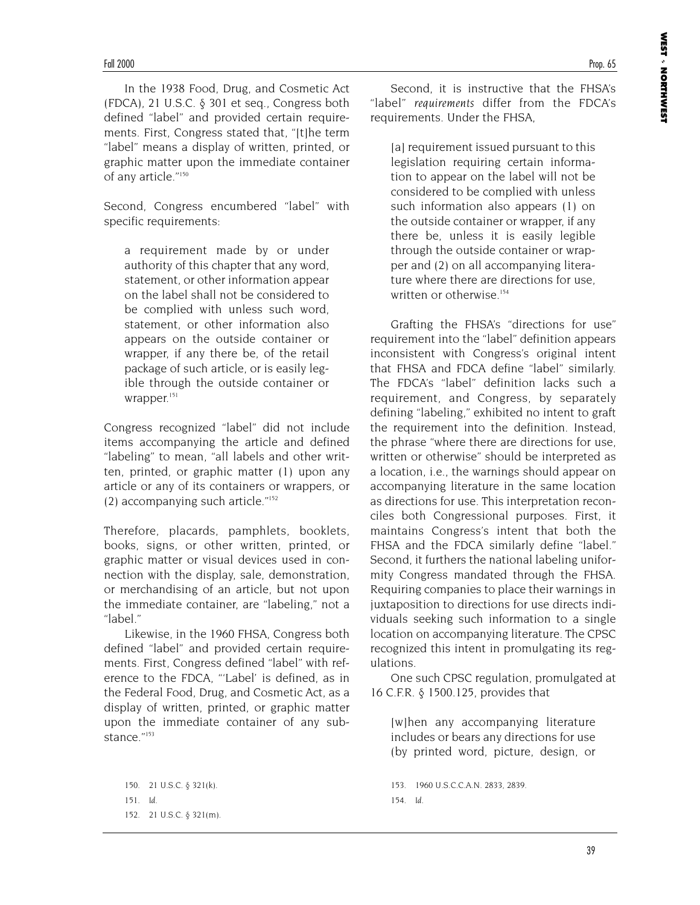In the 1938 Food, Drug, and Cosmetic Act (FDCA), 21 U.S.C. § 301 et seq., Congress both defined "label" and provided certain requirements. First, Congress stated that, "[t]he term "label" means a display of written, printed, or graphic matter upon the immediate container of any article."[150]

Second, Congress encumbered "label" with specific requirements:

> a requirement made by or under authority of this chapter that any word, statement, or other information appear on the label shall not be considered to be complied with unless such word, statement, or other information also appears on the outside container or wrapper, if any there be, of the retail package of such article, or is easily legible through the outside container or wrapper.[151]

Congress recognized "label" did not include items accompanying the article and defined "labeling" to mean, "all labels and other written, printed, or graphic matter (1) upon any article or any of its containers or wrappers, or (2) accompanying such article."[152]

Therefore, placards, pamphlets, booklets, books, signs, or other written, printed, or graphic matter or visual devices used in connection with the display, sale, demonstration, or merchandising of an article, but not upon the immediate container, are "labeling," not a "label."

Likewise, in the 1960 FHSA, Congress both defined "label" and provided certain requirements. First, Congress defined "label" with reference to the FDCA, "'Label' is defined, as in the Federal Food, Drug, and Cosmetic Act, as a display of written, printed, or graphic matter upon the immediate container of any substance."[153]

Second, it is instructive that the FHSA's "label" *requirements* differ from the FDCA's requirements. Under the FHSA,

> [a] requirement issued pursuant to this legislation requiring certain information to appear on the label will not be considered to be complied with unless such information also appears (1) on the outside container or wrapper, if any there be, unless it is easily legible through the outside container or wrapper and (2) on all accompanying literature where there are directions for use, written or otherwise.[154]

Grafting the FHSA's "directions for use" requirement into the "label" definition appears inconsistent with Congress's original intent that FHSA and FDCA define "label" similarly. The FDCA's "label" definition lacks such a requirement, and Congress, by separately defining "labeling," exhibited no intent to graft the requirement into the definition. Instead, the phrase "where there are directions for use, written or otherwise" should be interpreted as a location, i.e., the warnings should appear on accompanying literature in the same location as directions for use. This interpretation reconciles both Congressional purposes. First, it maintains Congress's intent that both the FHSA and the FDCA similarly define "label." Second, it furthers the national labeling uniformity Congress mandated through the FHSA. Requiring companies to place their warnings in juxtaposition to directions for use directs individuals seeking such information to a single location on accompanying literature. The CPSC recognized this intent in promulgating its regulations.

One such CPSC regulation, promulgated at 16 C.F.R. § 1500.125, provides that

> [w]hen any accompanying literature includes or bears any directions for use (by printed word, picture, design, or

150. 21 U.S.C. § 321(k).

151. *Id.*

152. 21 U.S.C. § 321(m).

153. 1960 U.S.C.C.A.N. 2833, 2839.

154. *Id.*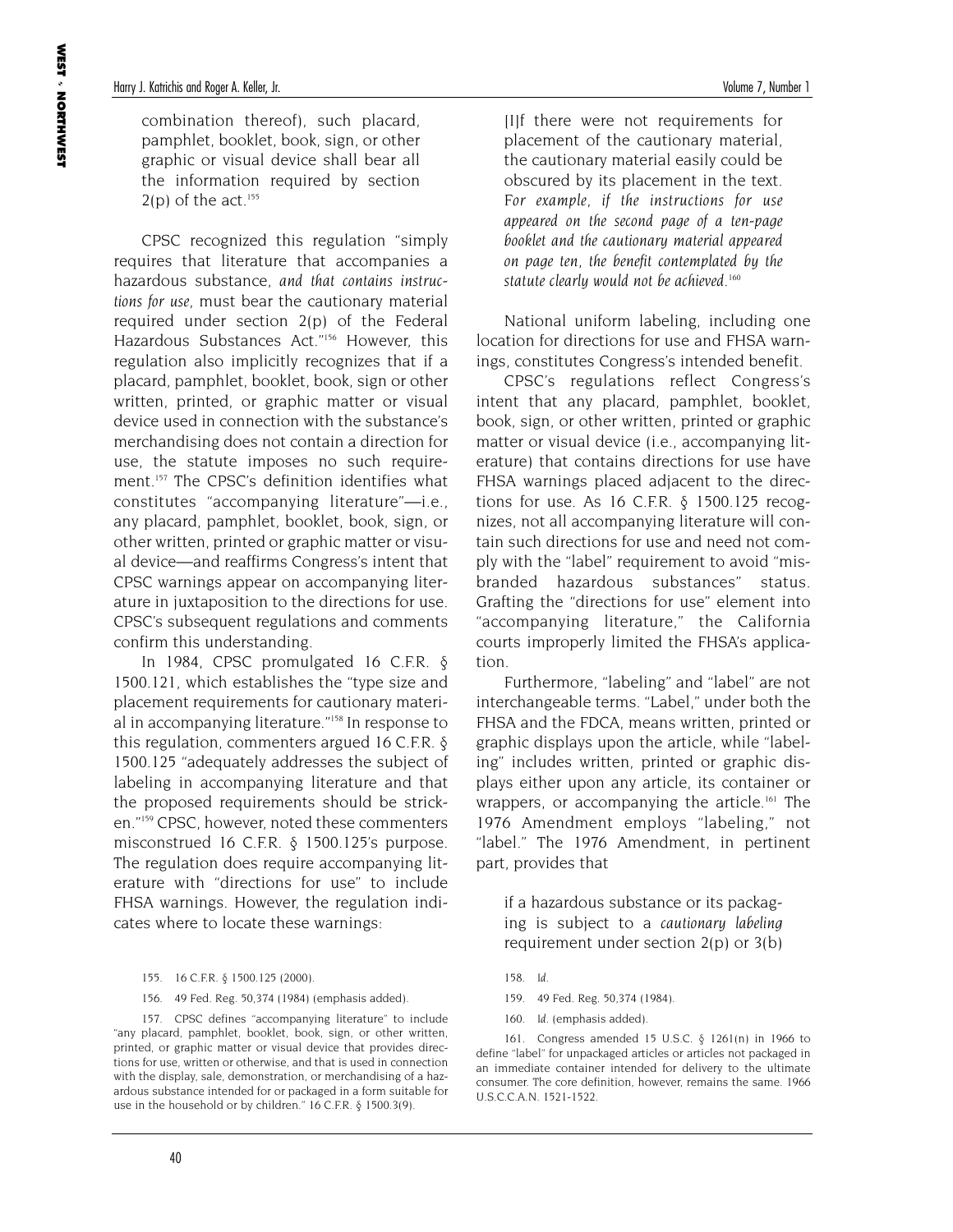combination thereof), such placard, pamphlet, booklet, book, sign, or other graphic or visual device shall bear all the information required by section 2(p) of the act.[155]

CPSC recognized this regulation "simply requires that literature that accompanies a hazardous substance, *and that contains instructions for use*, must bear the cautionary material required under section 2(p) of the Federal Hazardous Substances Act."[156] However, this regulation also implicitly recognizes that if a placard, pamphlet, booklet, book, sign or other written, printed, or graphic matter or visual device used in connection with the substance's merchandising does not contain a direction for use, the statute imposes no such requirement.[157] The CPSC's definition identifies what constitutes "accompanying literature"—i.e., any placard, pamphlet, booklet, book, sign, or other written, printed or graphic matter or visual device—and reaffirms Congress's intent that CPSC warnings appear on accompanying literature in juxtaposition to the directions for use. CPSC's subsequent regulations and comments confirm this understanding.

In 1984, CPSC promulgated 16 C.F.R. § 1500.121, which establishes the "type size and placement requirements for cautionary material in accompanying literature."[158] In response to this regulation, commenters argued 16 C.F.R. § 1500.125 "adequately addresses the subject of labeling in accompanying literature and that the proposed requirements should be stricken."[159] CPSC, however, noted these commenters misconstrued 16 C.F.R. § 1500.125's purpose. The regulation does require accompanying literature with "directions for use" to include FHSA warnings. However, the regulation indicates where to locate these warnings:

> [I]f there were not requirements for placement of the cautionary material, the cautionary material easily could be obscured by its placement in the text. *For example, if the instructions for use appeared on the second page of a ten-page booklet and the cautionary material appeared on page ten, the benefit contemplated by the statute clearly would not be achieved.*[160]

National uniform labeling, including one location for directions for use and FHSA warnings, constitutes Congress's intended benefit.

CPSC's regulations reflect Congress's intent that any placard, pamphlet, booklet, book, sign, or other written, printed or graphic matter or visual device (i.e., accompanying literature) that contains directions for use have FHSA warnings placed adjacent to the directions for use. As 16 C.F.R. § 1500.125 recognizes, not all accompanying literature will contain such directions for use and need not comply with the "label" requirement to avoid "misbranded hazardous substances" status. Grafting the "directions for use" element into "accompanying literature," the California courts improperly limited the FHSA's application.

Furthermore, "labeling" and "label" are not interchangeable terms. "Label," under both the FHSA and the FDCA, means written, printed or graphic displays upon the article, while "labeling" includes written, printed or graphic displays either upon any article, its container or wrappers, or accompanying the article.[161] The 1976 Amendment employs "labeling," not "label." The 1976 Amendment, in pertinent part, provides that

> if a hazardous substance or its packaging is subject to a *cautionary labeling* requirement under section 2(p) or 3(b)

---

155. 16 C.F.R. § 1500.125 (2000).

156. 49 Fed. Reg. 50,374 (1984) (emphasis added).

157. CPSC defines "accompanying literature" to include "any placard, pamphlet, booklet, book, sign, or other written, printed, or graphic matter or visual device that provides directions for use, written or otherwise, and that is used in connection with the display, sale, demonstration, or merchandising of a hazardous substance intended for or packaged in a form suitable for use in the household or by children." 16 C.F.R. § 1500.3(9).

158. *Id.*

159. 49 Fed. Reg. 50,374 (1984).

160. *Id.* (emphasis added).

161. Congress amended 15 U.S.C. § 1261(n) in 1966 to define "label" for unpackaged articles or articles not packaged in an immediate container intended for delivery to the ultimate consumer. The core definition, however, remains the same. 1966 U.S.C.C.A.N. 1521-1522.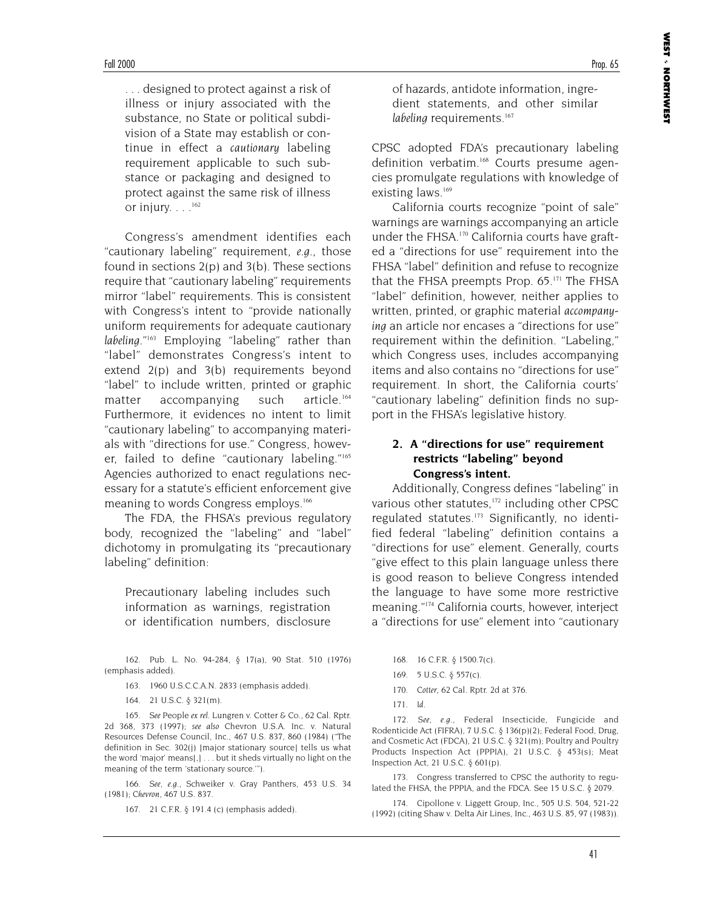> . . . designed to protect against a risk of illness or injury associated with the substance, no State or political subdivision of a State may establish or continue in effect a *cautionary* labeling requirement applicable to such substance or packaging and designed to protect against the same risk of illness or injury. . . .[162]

Congress's amendment identifies each "cautionary labeling" requirement, *e.g.*, those found in sections 2(p) and 3(b). These sections require that "cautionary labeling" requirements mirror "label" requirements. This is consistent with Congress's intent to "provide nationally uniform requirements for adequate cautionary *labeling*."[163] Employing "labeling" rather than "label" demonstrates Congress's intent to extend 2(p) and 3(b) requirements beyond "label" to include written, printed or graphic matter accompanying such article.[164] Furthermore, it evidences no intent to limit "cautionary labeling" to accompanying materials with "directions for use." Congress, however, failed to define "cautionary labeling."[165] Agencies authorized to enact regulations necessary for a statute's efficient enforcement give meaning to words Congress employs.[166]

The FDA, the FHSA's previous regulatory body, recognized the "labeling" and "label" dichotomy in promulgating its "precautionary labeling" definition:

> Precautionary labeling includes such information as warnings, registration or identification numbers, disclosure of hazards, antidote information, ingredient statements, and other similar *labeling* requirements.[167]

CPSC adopted FDA's precautionary labeling definition verbatim.[168] Courts presume agencies promulgate regulations with knowledge of existing laws.[169]

California courts recognize "point of sale" warnings are warnings accompanying an article under the FHSA.[170] California courts have grafted a "directions for use" requirement into the FHSA "label" definition and refuse to recognize that the FHSA preempts Prop. 65.[171] The FHSA "label" definition, however, neither applies to written, printed, or graphic material *accompanying* an article nor encases a "directions for use" requirement within the definition. "Labeling," which Congress uses, includes accompanying items and also contains no "directions for use" requirement. In short, the California courts' "cautionary labeling" definition finds no support in the FHSA's legislative history.

### 2. A "directions for use" requirement restricts "labeling" beyond Congress's intent.

Additionally, Congress defines "labeling" in various other statutes,[172] including other CPSC regulated statutes.[173] Significantly, no identified federal "labeling" definition contains a "directions for use" element. Generally, courts "give effect to this plain language unless there is good reason to believe Congress intended the language to have some more restrictive meaning."[174] California courts, however, interject a "directions for use" element into "cautionary

---

162. Pub. L. No. 94-284, § 17(a), 90 Stat. 510 (1976) (emphasis added).

163. 1960 U.S.C.C.A.N. 2833 (emphasis added).

164. 21 U.S.C. § 321(m).

165. *See* People *ex rel.* Lungren v. Cotter & Co., 62 Cal. Rptr. 2d 368, 373 (1997); *see also* Chevron U.S.A. Inc. v. Natural Resources Defense Council, Inc., 467 U.S. 837, 860 (1984) ("The definition in Sec. 302(j) [major stationary source] tells us what the word 'major' means[,] . . . but it sheds virtually no light on the meaning of the term 'stationary source.'").

166. *See, e.g.*, Schweiker v. Gray Panthers, 453 U.S. 34 (1981); *Chevron*, 467 U.S. 837.

167. 21 C.F.R. § 191.4 (c) (emphasis added).

168. 16 C.F.R. § 1500.7(c).

169. 5 U.S.C. § 557(c).

170. *Cotter*, 62 Cal. Rptr. 2d at 376.

171. *Id.*

172. *See, e.g.*, Federal Insecticide, Fungicide and Rodenticide Act (FIFRA), 7 U.S.C. § 136(p)(2); Federal Food, Drug, and Cosmetic Act (FDCA), 21 U.S.C. § 321(m); Poultry and Poultry Products Inspection Act (PPPIA), 21 U.S.C. § 453(s); Meat Inspection Act, 21 U.S.C. § 601(p).

173. Congress transferred to CPSC the authority to regulated the FHSA, the PPPIA, and the FDCA. See 15 U.S.C. § 2079.

174. Cipollone v. Liggett Group, Inc., 505 U.S. 504, 521-22 (1992) (citing Shaw v. Delta Air Lines, Inc., 463 U.S. 85, 97 (1983)).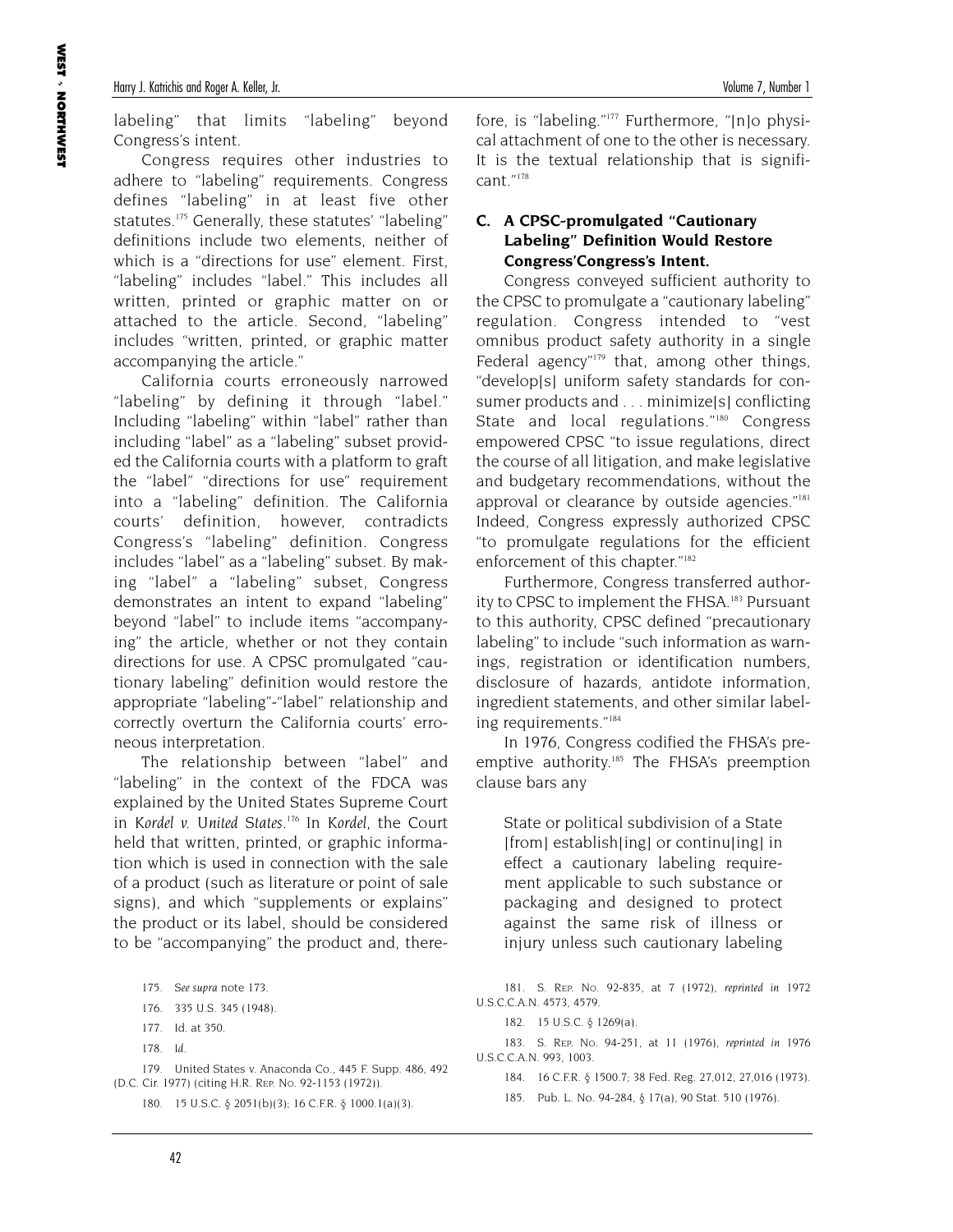labeling" that limits "labeling" beyond Congress's intent.

Congress requires other industries to adhere to "labeling" requirements. Congress defines "labeling" in at least five other statutes.[175] Generally, these statutes' "labeling" definitions include two elements, neither of which is a "directions for use" element. First, "labeling" includes "label." This includes all written, printed or graphic matter on or attached to the article. Second, "labeling" includes "written, printed, or graphic matter accompanying the article."

California courts erroneously narrowed "labeling" by defining it through "label." Including "labeling" within "label" rather than including "label" as a "labeling" subset provided the California courts with a platform to graft the "label" "directions for use" requirement into a "labeling" definition. The California courts' definition, however, contradicts Congress's "labeling" definition. Congress includes "label" as a "labeling" subset. By making "label" a "labeling" subset, Congress demonstrates an intent to expand "labeling" beyond "label" to include items "accompanying" the article, whether or not they contain directions for use. A CPSC promulgated "cautionary labeling" definition would restore the appropriate "labeling"-"label" relationship and correctly overturn the California courts' erroneous interpretation.

The relationship between "label" and "labeling" in the context of the FDCA was explained by the United States Supreme Court in *Kordel v. United States*.[176] In *Kordel*, the Court held that written, printed, or graphic information which is used in connection with the sale of a product (such as literature or point of sale signs), and which "supplements or explains" the product or its label, should be considered to be "accompanying" the product and, therefore, is "labeling."[177] Furthermore, "[n]o physical attachment of one to the other is necessary. It is the textual relationship that is significant."[178]

### C. A CPSC-promulgated "Cautionary Labeling" Definition Would Restore Congress'Congress's Intent.

Congress conveyed sufficient authority to the CPSC to promulgate a "cautionary labeling" regulation. Congress intended to "vest omnibus product safety authority in a single Federal agency"[179] that, among other things, "develop[s] uniform safety standards for consumer products and . . . minimize[s] conflicting State and local regulations."[180] Congress empowered CPSC "to issue regulations, direct the course of all litigation, and make legislative and budgetary recommendations, without the approval or clearance by outside agencies."[181] Indeed, Congress expressly authorized CPSC "to promulgate regulations for the efficient enforcement of this chapter."[182]

Furthermore, Congress transferred authority to CPSC to implement the FHSA.[183] Pursuant to this authority, CPSC defined "precautionary labeling" to include "such information as warnings, registration or identification numbers, disclosure of hazards, antidote information, ingredient statements, and other similar labeling requirements."[184]

In 1976, Congress codified the FHSA's preemptive authority.[185] The FHSA's preemption clause bars any

> State or political subdivision of a State [from] establish[ing] or continu[ing] in effect a cautionary labeling requirement applicable to such substance or packaging and designed to protect against the same risk of illness or injury unless such cautionary labeling

175. *See supra* note 173.

176. 335 U.S. 345 (1948).

177. Id. at 350.

178. *Id.*

179. United States v. Anaconda Co., 445 F. Supp. 486, 492 (D.C. Cir. 1977) (citing H.R. Rep. No. 92-1153 (1972)).

180. 15 U.S.C. § 2051(b)(3); 16 C.F.R. § 1000.1(a)(3).

181. S. Rep. No. 92-835, at 7 (1972), *reprinted in* 1972 U.S.C.C.A.N. 4573, 4579.

182. 15 U.S.C. § 1269(a).

183. S. Rep. No. 94-251, at 11 (1976), *reprinted in* 1976 U.S.C.C.A.N. 993, 1003.

184. 16 C.F.R. § 1500.7; 38 Fed. Reg. 27,012, 27,016 (1973).

185. Pub. L. No. 94-284, § 17(a), 90 Stat. 510 (1976).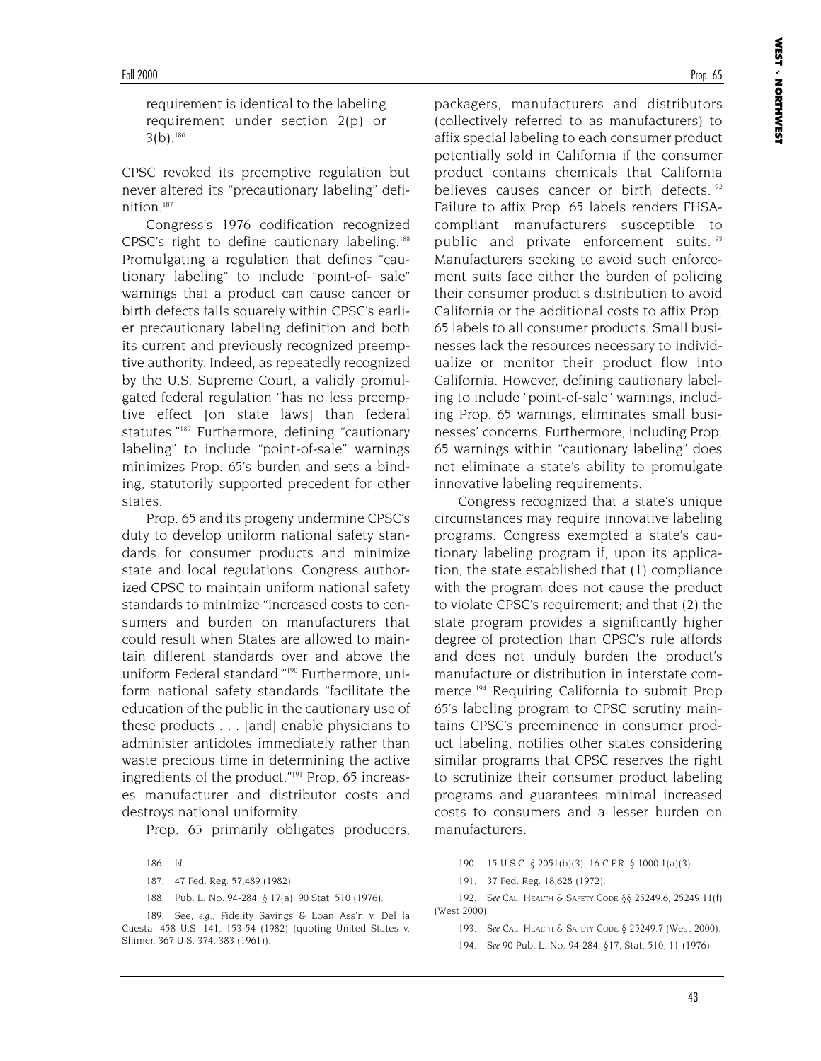requirement is identical to the labeling requirement under section 2(p) or 3(b).[186]

CPSC revoked its preemptive regulation but never altered its "precautionary labeling" definition.[187]

Congress's 1976 codification recognized CPSC's right to define cautionary labeling.[188] Promulgating a regulation that defines "cautionary labeling" to include "point-of- sale" warnings that a product can cause cancer or birth defects falls squarely within CPSC's earlier precautionary labeling definition and both its current and previously recognized preemptive authority. Indeed, as repeatedly recognized by the U.S. Supreme Court, a validly promulgated federal regulation "has no less preemptive effect [on state laws] than federal statutes."[189] Furthermore, defining "cautionary labeling" to include "point-of-sale" warnings minimizes Prop. 65's burden and sets a binding, statutorily supported precedent for other states.

Prop. 65 and its progeny undermine CPSC's duty to develop uniform national safety standards for consumer products and minimize state and local regulations. Congress authorized CPSC to maintain uniform national safety standards to minimize "increased costs to consumers and burden on manufacturers that could result when States are allowed to maintain different standards over and above the uniform Federal standard."[190] Furthermore, uniform national safety standards "facilitate the education of the public in the cautionary use of these products . . . [and] enable physicians to administer antidotes immediately rather than waste precious time in determining the active ingredients of the product."[191] Prop. 65 increases manufacturer and distributor costs and destroys national uniformity.

Prop. 65 primarily obligates producers, packagers, manufacturers and distributors (collectively referred to as manufacturers) to affix special labeling to each consumer product potentially sold in California if the consumer product contains chemicals that California believes causes cancer or birth defects.[192] Failure to affix Prop. 65 labels renders FHSA-compliant manufacturers susceptible to public and private enforcement suits.[193] Manufacturers seeking to avoid such enforcement suits face either the burden of policing their consumer product's distribution to avoid California or the additional costs to affix Prop. 65 labels to all consumer products. Small businesses lack the resources necessary to individualize or monitor their product flow into California. However, defining cautionary labeling to include "point-of-sale" warnings, including Prop. 65 warnings, eliminates small businesses' concerns. Furthermore, including Prop. 65 warnings within "cautionary labeling" does not eliminate a state's ability to promulgate innovative labeling requirements.

Congress recognized that a state's unique circumstances may require innovative labeling programs. Congress exempted a state's cautionary labeling program if, upon its application, the state established that (1) compliance with the program does not cause the product to violate CPSC's requirement; and that (2) the state program provides a significantly higher degree of protection than CPSC's rule affords and does not unduly burden the product's manufacture or distribution in interstate commerce.[194] Requiring California to submit Prop 65's labeling program to CPSC scrutiny maintains CPSC's preeminence in consumer product labeling, notifies other states considering similar programs that CPSC reserves the right to scrutinize their consumer product labeling programs and guarantees minimal increased costs to consumers and a lesser burden on manufacturers.

186. *Id.*

187. 47 Fed. Reg. 57,489 (1982).

188. Pub. L. No. 94-284, § 17(a), 90 Stat. 510 (1976).

189. See, *e.g.*, Fidelity Savings & Loan Ass'n v. Del la Cuesta, 458 U.S. 141, 153-54 (1982) (quoting United States v. Shimer, 367 U.S. 374, 383 (1961)).

190. 15 U.S.C. § 2051(b)(3); 16 C.F.R. § 1000.1(a)(3).

191. 37 Fed. Reg. 18,628 (1972).

192. *See* CAL. HEALTH & SAFETY CODE §§ 25249.6, 25249.11(f) (West 2000).

193. *See* CAL. HEALTH & SAFETY CODE § 25249.7 (West 2000).

194. *See* 90 Pub. L. No. 94-284, §17, Stat. 510, 11 (1976).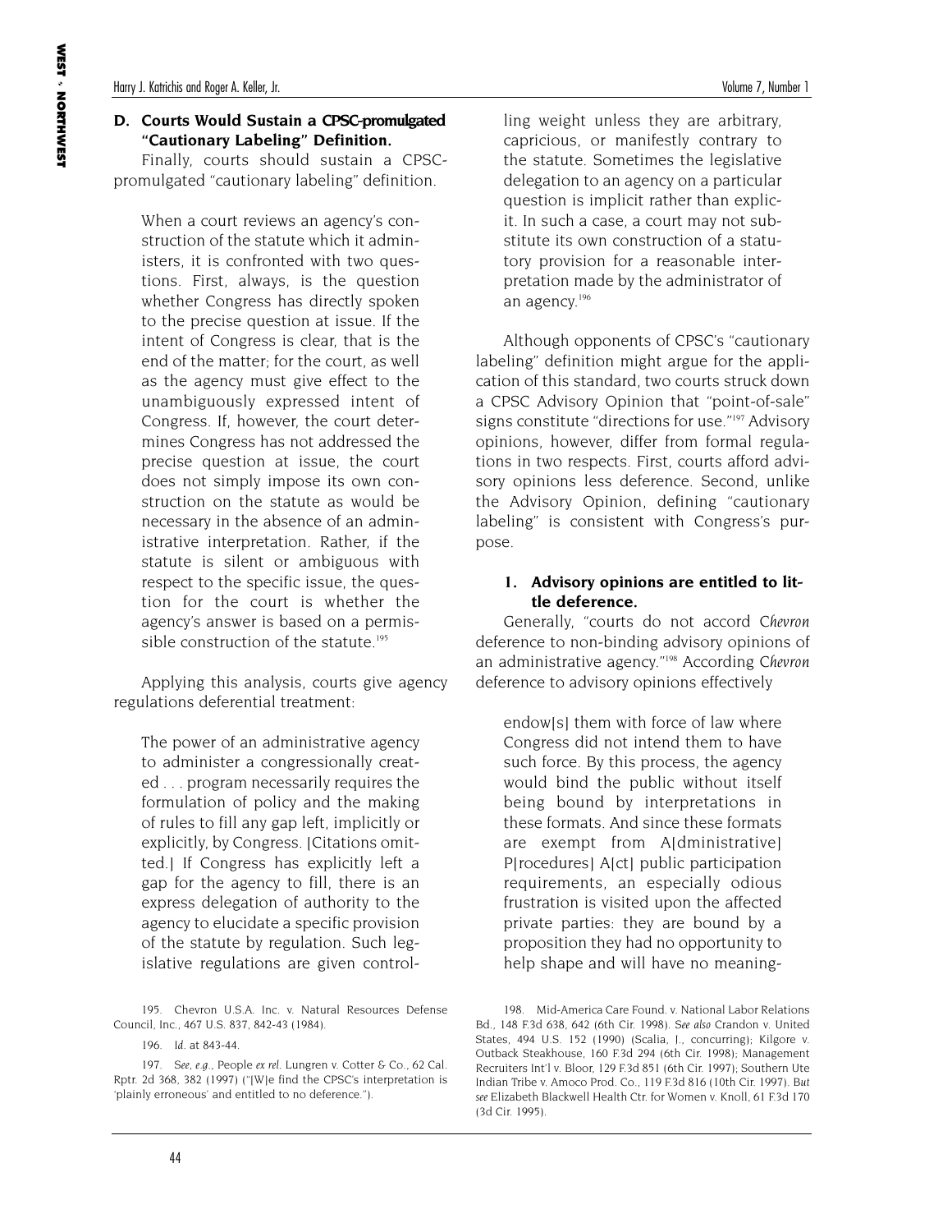### D. Courts Would Sustain a CPSC-promulgated "Cautionary Labeling" Definition.

Finally, courts should sustain a CPSC-promulgated "cautionary labeling" definition.

> When a court reviews an agency's construction of the statute which it administers, it is confronted with two questions. First, always, is the question whether Congress has directly spoken to the precise question at issue. If the intent of Congress is clear, that is the end of the matter; for the court, as well as the agency must give effect to the unambiguously expressed intent of Congress. If, however, the court determines Congress has not addressed the precise question at issue, the court does not simply impose its own construction on the statute as would be necessary in the absence of an administrative interpretation. Rather, if the statute is silent or ambiguous with respect to the specific issue, the question for the court is whether the agency's answer is based on a permissible construction of the statute.[195]

Applying this analysis, courts give agency regulations deferential treatment:

> The power of an administrative agency to administer a congressionally created . . . program necessarily requires the formulation of policy and the making of rules to fill any gap left, implicitly or explicitly, by Congress. [Citations omitted.] If Congress has explicitly left a gap for the agency to fill, there is an express delegation of authority to the agency to elucidate a specific provision of the statute by regulation. Such legislative regulations are given controlling weight unless they are arbitrary, capricious, or manifestly contrary to the statute. Sometimes the legislative delegation to an agency on a particular question is implicit rather than explicit. In such a case, a court may not substitute its own construction of a statutory provision for a reasonable interpretation made by the administrator of an agency.[196]

Although opponents of CPSC's "cautionary labeling" definition might argue for the application of this standard, two courts struck down a CPSC Advisory Opinion that "point-of-sale" signs constitute "directions for use."[197] Advisory opinions, however, differ from formal regulations in two respects. First, courts afford advisory opinions less deference. Second, unlike the Advisory Opinion, defining "cautionary labeling" is consistent with Congress's purpose.

#### 1. Advisory opinions are entitled to little deference.

Generally, "courts do not accord *Chevron* deference to non-binding advisory opinions of an administrative agency."[198] According *Chevron* deference to advisory opinions effectively

> endow[s] them with force of law where Congress did not intend them to have such force. By this process, the agency would bind the public without itself being bound by interpretations in these formats. And since these formats are exempt from A[dministrative] P[rocedures] A[ct] public participation requirements, an especially odious frustration is visited upon the affected private parties: they are bound by a proposition they had no opportunity to help shape and will have no meaning-

195. Chevron U.S.A. Inc. v. Natural Resources Defense Council, Inc., 467 U.S. 837, 842-43 (1984).

196. *Id.* at 843-44.

197. *See, e.g.*, People *ex rel.* Lungren v. Cotter & Co., 62 Cal. Rptr. 2d 368, 382 (1997) ("[W]e find the CPSC's interpretation is 'plainly erroneous' and entitled to no deference.").

198. Mid-America Care Found. v. National Labor Relations Bd., 148 F.3d 638, 642 (6th Cir. 1998). *See also* Crandon v. United States, 494 U.S. 152 (1990) (Scalia, J., concurring); Kilgore v. Outback Steakhouse, 160 F.3d 294 (6th Cir. 1998); Management Recruiters Int'l v. Bloor, 129 F.3d 851 (6th Cir. 1997); Southern Ute Indian Tribe v. Amoco Prod. Co., 119 F.3d 816 (10th Cir. 1997). *But see* Elizabeth Blackwell Health Ctr. for Women v. Knoll, 61 F.3d 170 (3d Cir. 1995).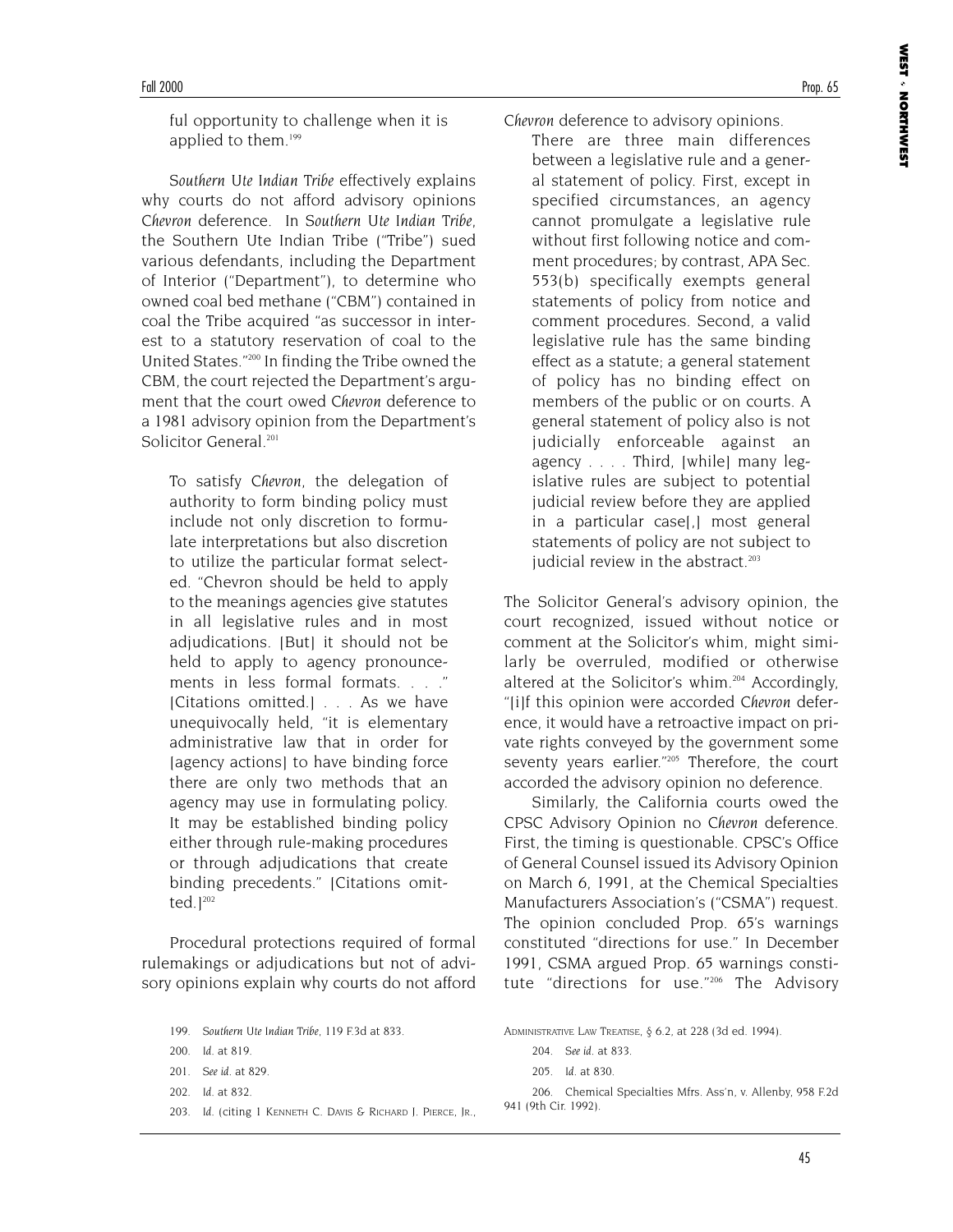ful opportunity to challenge when it is applied to them.[199]

*Southern Ute Indian Tribe* effectively explains why courts do not afford advisory opinions *Chevron* deference. In *Southern Ute Indian Tribe*, the Southern Ute Indian Tribe ("Tribe") sued various defendants, including the Department of Interior ("Department"), to determine who owned coal bed methane ("CBM") contained in coal the Tribe acquired "as successor in interest to a statutory reservation of coal to the United States."[200] In finding the Tribe owned the CBM, the court rejected the Department's argument that the court owed *Chevron* deference to a 1981 advisory opinion from the Department's Solicitor General.[201]

> To satisfy *Chevron*, the delegation of authority to form binding policy must include not only discretion to formulate interpretations but also discretion to utilize the particular format selected. "Chevron should be held to apply to the meanings agencies give statutes in all legislative rules and in most adjudications. [But] it should not be held to apply to agency pronouncements in less formal formats. . . ." [Citations omitted.] . . . As we have unequivocally held, "it is elementary administrative law that in order for [agency actions] to have binding force there are only two methods that an agency may use in formulating policy. It may be established binding policy either through rule-making procedures or through adjudications that create binding precedents." [Citations omitted.][202]

Procedural protections required of formal rulemakings or adjudications but not of advisory opinions explain why courts do not afford *Chevron* deference to advisory opinions.

> There are three main differences between a legislative rule and a general statement of policy. First, except in specified circumstances, an agency cannot promulgate a legislative rule without first following notice and comment procedures; by contrast, APA Sec. 553(b) specifically exempts general statements of policy from notice and comment procedures. Second, a valid legislative rule has the same binding effect as a statute; a general statement of policy has no binding effect on members of the public or on courts. A general statement of policy also is not judicially enforceable against an agency . . . . Third, [while] many legislative rules are subject to potential judicial review before they are applied in a particular case[,] most general statements of policy are not subject to judicial review in the abstract.[203]

The Solicitor General's advisory opinion, the court recognized, issued without notice or comment at the Solicitor's whim, might similarly be overruled, modified or otherwise altered at the Solicitor's whim.[204] Accordingly, "[i]f this opinion were accorded *Chevron* deference, it would have a retroactive impact on private rights conveyed by the government some seventy years earlier."[205] Therefore, the court accorded the advisory opinion no deference.

Similarly, the California courts owed the CPSC Advisory Opinion no *Chevron* deference. First, the timing is questionable. CPSC's Office of General Counsel issued its Advisory Opinion on March 6, 1991, at the Chemical Specialties Manufacturers Association's ("CSMA") request. The opinion concluded Prop. 65's warnings constituted "directions for use." In December 1991, CSMA argued Prop. 65 warnings constitute "directions for use."[206] The Advisory

---

199. *Southern Ute Indian Tribe*, 119 F.3d at 833.

200. *Id.* at 819.

201. *See id.* at 829.

202. *Id.* at 832.

203. *Id.* (citing 1 Kenneth C. Davis & Richard J. Pierce, Jr., Administrative Law Treatise, § 6.2, at 228 (3d ed. 1994).

204. *See id.* at 833.

205. *Id.* at 830.

206. Chemical Specialties Mfrs. Ass'n, v. Allenby, 958 F.2d 941 (9th Cir. 1992).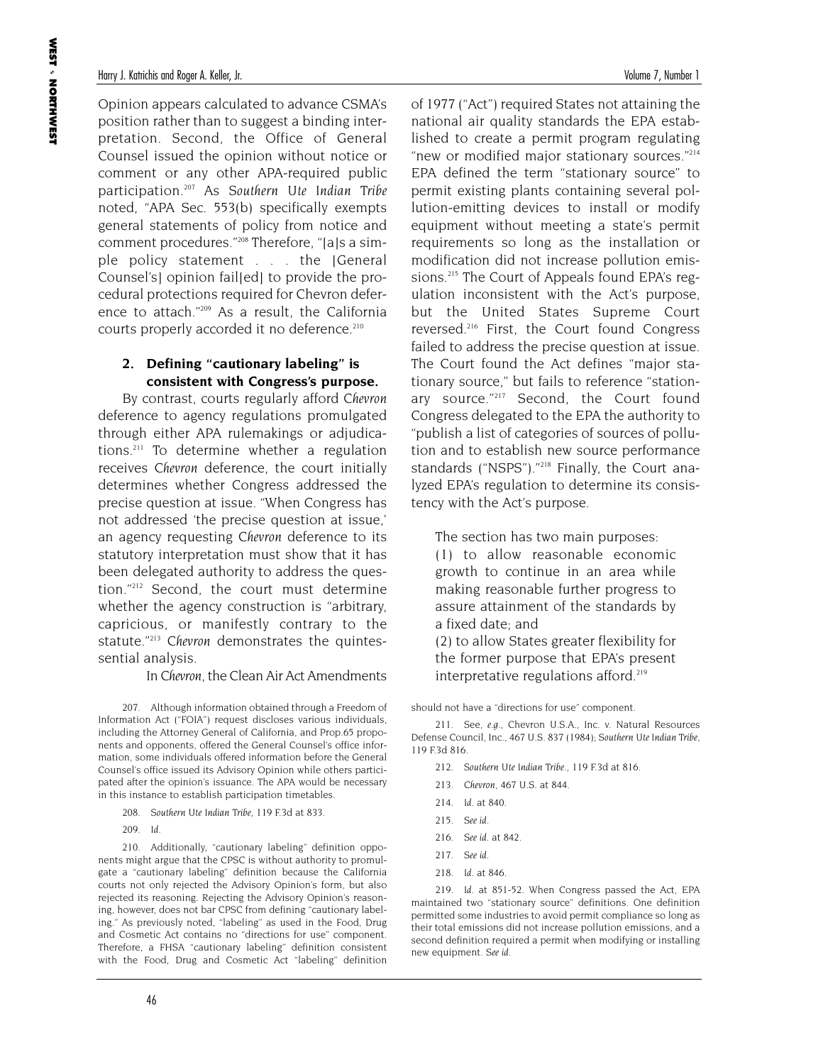Opinion appears calculated to advance CSMA's position rather than to suggest a binding interpretation. Second, the Office of General Counsel issued the opinion without notice or comment or any other APA-required public participation.[207] As *Southern Ute Indian Tribe* noted, "APA Sec. 553(b) specifically exempts general statements of policy from notice and comment procedures."[208] Therefore, "[a]s a simple policy statement . . . the [General Counsel's] opinion fail[ed] to provide the procedural protections required for Chevron deference to attach."[209] As a result, the California courts properly accorded it no deference.[210]

### 2. Defining "cautionary labeling" is consistent with Congress's purpose.

By contrast, courts regularly afford *Chevron* deference to agency regulations promulgated through either APA rulemakings or adjudications.[211] To determine whether a regulation receives *Chevron* deference, the court initially determines whether Congress addressed the precise question at issue. "When Congress has not addressed 'the precise question at issue,' an agency requesting *Chevron* deference to its statutory interpretation must show that it has been delegated authority to address the question."[212] Second, the court must determine whether the agency construction is "arbitrary, capricious, or manifestly contrary to the statute."[213] *Chevron* demonstrates the quintessential analysis.

In *Chevron*, the Clean Air Act Amendments of 1977 ("Act") required States not attaining the national air quality standards the EPA established to create a permit program regulating "new or modified major stationary sources."[214] EPA defined the term "stationary source" to permit existing plants containing several pollution-emitting devices to install or modify equipment without meeting a state's permit requirements so long as the installation or modification did not increase pollution emissions.[215] The Court of Appeals found EPA's regulation inconsistent with the Act's purpose, but the United States Supreme Court reversed.[216] First, the Court found Congress failed to address the precise question at issue. The Court found the Act defines "major stationary source," but fails to reference "stationary source."[217] Second, the Court found Congress delegated to the EPA the authority to "publish a list of categories of sources of pollution and to establish new source performance standards ("NSPS")."[218] Finally, the Court analyzed EPA's regulation to determine its consistency with the Act's purpose.

> The section has two main purposes:
> (1) to allow reasonable economic growth to continue in an area while making reasonable further progress to assure attainment of the standards by a fixed date; and
> (2) to allow States greater flexibility for the former purpose that EPA's present interpretative regulations afford.[219]

---

207. Although information obtained through a Freedom of Information Act ("FOIA") request discloses various individuals, including the Attorney General of California, and Prop.65 proponents and opponents, offered the General Counsel's office information, some individuals offered information before the General Counsel's office issued its Advisory Opinion while others participated after the opinion's issuance. The APA would be necessary in this instance to establish participation timetables.

208. *Southern Ute Indian Tribe*, 119 F.3d at 833.

209. *Id.*

210. Additionally, "cautionary labeling" definition opponents might argue that the CPSC is without authority to promulgate a "cautionary labeling" definition because the California courts not only rejected the Advisory Opinion's form, but also rejected its reasoning. Rejecting the Advisory Opinion's reasoning, however, does not bar CPSC from defining "cautionary labeling." As previously noted, "labeling" as used in the Food, Drug and Cosmetic Act contains no "directions for use" component. Therefore, a FHSA "cautionary labeling" definition consistent with the Food, Drug and Cosmetic Act "labeling" definition should not have a "directions for use" component.

211. See, *e.g.*, Chevron U.S.A., Inc. v. Natural Resources Defense Council, Inc., 467 U.S. 837 (1984); *Southern Ute Indian Tribe*, 119 F.3d 816.

212. *Southern Ute Indian Tribe.*, 119 F.3d at 816.

213. *Chevron*, 467 U.S. at 844.

214. *Id.* at 840.

215. *See id.*

216. *See id.* at 842.

217. *See id.*

218. *Id.* at 846.

219. *Id.* at 851-52. When Congress passed the Act, EPA maintained two "stationary source" definitions. One definition permitted some industries to avoid permit compliance so long as their total emissions did not increase pollution emissions, and a second definition required a permit when modifying or installing new equipment. *See id.*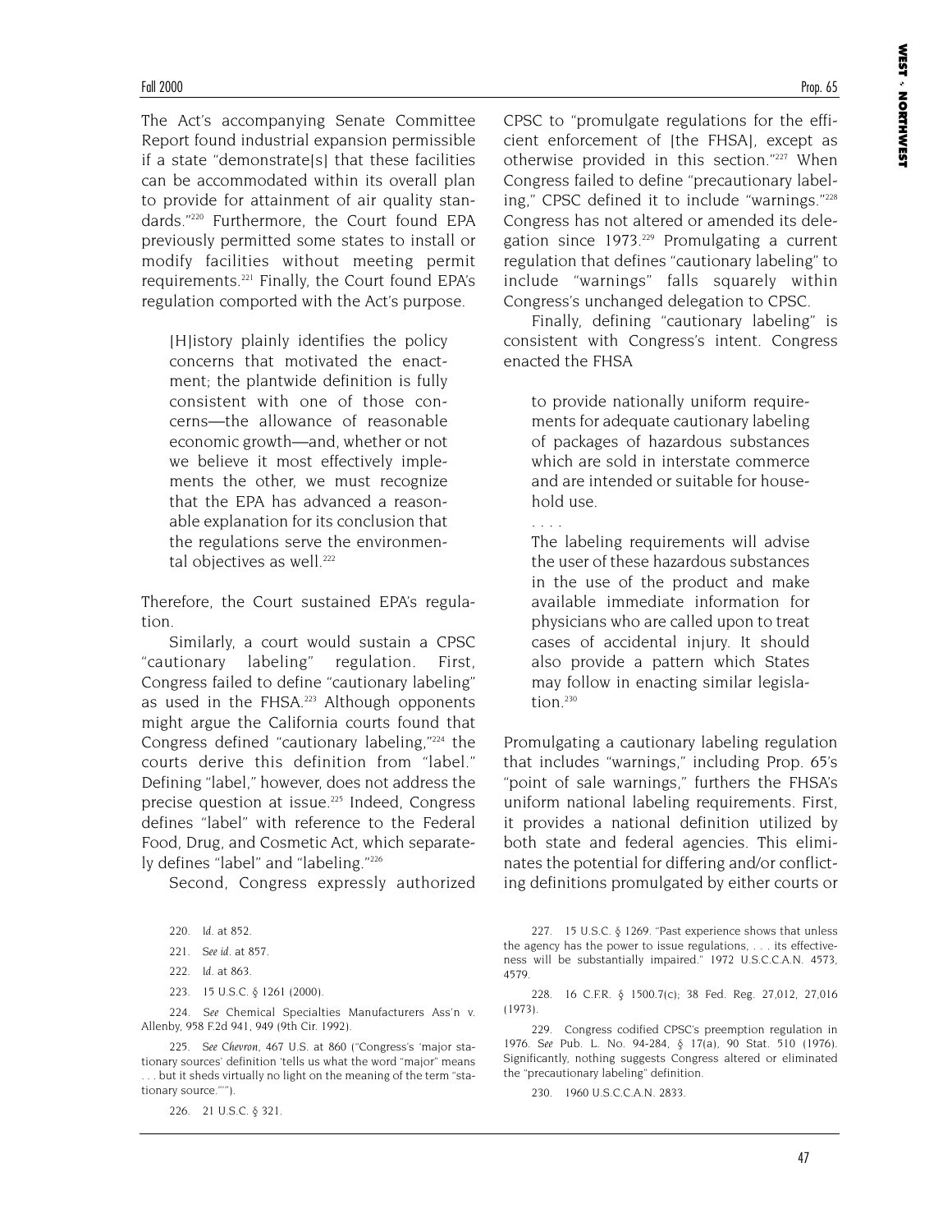The Act's accompanying Senate Committee Report found industrial expansion permissible if a state "demonstrate[s] that these facilities can be accommodated within its overall plan to provide for attainment of air quality standards."[220] Furthermore, the Court found EPA previously permitted some states to install or modify facilities without meeting permit requirements.[221] Finally, the Court found EPA's regulation comported with the Act's purpose.

> [H]istory plainly identifies the policy concerns that motivated the enactment; the plantwide definition is fully consistent with one of those concerns—the allowance of reasonable economic growth—and, whether or not we believe it most effectively implements the other, we must recognize that the EPA has advanced a reasonable explanation for its conclusion that the regulations serve the environmental objectives as well.[222]

Therefore, the Court sustained EPA's regulation.

Similarly, a court would sustain a CPSC "cautionary labeling" regulation. First, Congress failed to define "cautionary labeling" as used in the FHSA.[223] Although opponents might argue the California courts found that Congress defined "cautionary labeling,"[224] the courts derive this definition from "label." Defining "label," however, does not address the precise question at issue.[225] Indeed, Congress defines "label" with reference to the Federal Food, Drug, and Cosmetic Act, which separately defines "label" and "labeling."[226]

Second, Congress expressly authorized CPSC to "promulgate regulations for the efficient enforcement of [the FHSA], except as otherwise provided in this section."[227] When Congress failed to define "precautionary labeling," CPSC defined it to include "warnings."[228] Congress has not altered or amended its delegation since 1973.[229] Promulgating a current regulation that defines "cautionary labeling" to include "warnings" falls squarely within Congress's unchanged delegation to CPSC.

Finally, defining "cautionary labeling" is consistent with Congress's intent. Congress enacted the FHSA

> to provide nationally uniform requirements for adequate cautionary labeling of packages of hazardous substances which are sold in interstate commerce and are intended or suitable for household use.
>
> . . . .
>
> The labeling requirements will advise the user of these hazardous substances in the use of the product and make available immediate information for physicians who are called upon to treat cases of accidental injury. It should also provide a pattern which States may follow in enacting similar legislation.[230]

Promulgating a cautionary labeling regulation that includes "warnings," including Prop. 65's "point of sale warnings," furthers the FHSA's uniform national labeling requirements. First, it provides a national definition utilized by both state and federal agencies. This eliminates the potential for differing and/or conflicting definitions promulgated by either courts or

---

220. *Id.* at 852.

221. *See id.* at 857.

222. *Id.* at 863.

223. 15 U.S.C. § 1261 (2000).

224. *See* Chemical Specialties Manufacturers Ass'n v. Allenby, 958 F.2d 941, 949 (9th Cir. 1992).

225. *See Chevron*, 467 U.S. at 860 ("Congress's 'major stationary sources' definition 'tells us what the word "major" means . . . but it sheds virtually no light on the meaning of the term "stationary source."'").

226. 21 U.S.C. § 321.

227. 15 U.S.C. § 1269. "Past experience shows that unless the agency has the power to issue regulations, . . . its effectiveness will be substantially impaired." 1972 U.S.C.C.A.N. 4573, 4579.

228. 16 C.F.R. § 1500.7(c); 38 Fed. Reg. 27,012, 27,016 (1973).

229. Congress codified CPSC's preemption regulation in 1976. *See* Pub. L. No. 94-284, § 17(a), 90 Stat. 510 (1976). Significantly, nothing suggests Congress altered or eliminated the "precautionary labeling" definition.

230. 1960 U.S.C.C.A.N. 2833.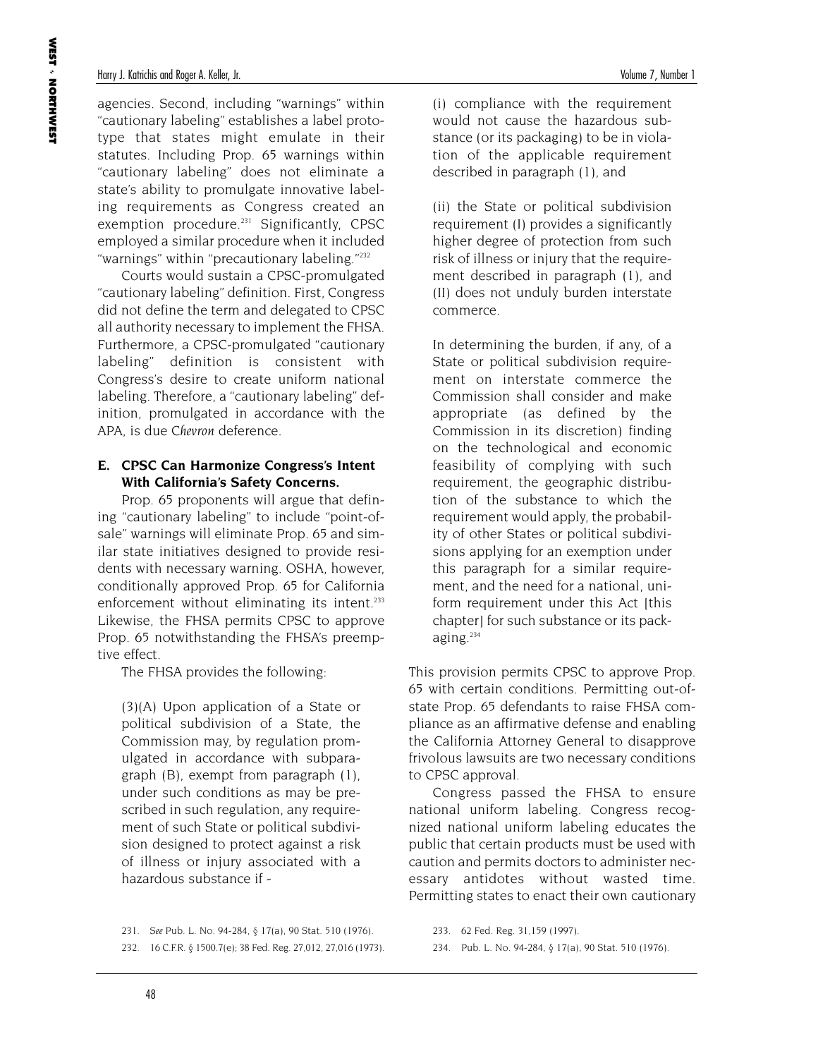agencies. Second, including "warnings" within "cautionary labeling" establishes a label prototype that states might emulate in their statutes. Including Prop. 65 warnings within "cautionary labeling" does not eliminate a state's ability to promulgate innovative labeling requirements as Congress created an exemption procedure.[231] Significantly, CPSC employed a similar procedure when it included "warnings" within "precautionary labeling."[232]

Courts would sustain a CPSC-promulgated "cautionary labeling" definition. First, Congress did not define the term and delegated to CPSC all authority necessary to implement the FHSA. Furthermore, a CPSC-promulgated "cautionary labeling" definition is consistent with Congress's desire to create uniform national labeling. Therefore, a "cautionary labeling" definition, promulgated in accordance with the APA, is due *Chevron* deference.

### E. CPSC Can Harmonize Congress's Intent With California's Safety Concerns.

Prop. 65 proponents will argue that defining "cautionary labeling" to include "point-of-sale" warnings will eliminate Prop. 65 and similar state initiatives designed to provide residents with necessary warning. OSHA, however, conditionally approved Prop. 65 for California enforcement without eliminating its intent.[233] Likewise, the FHSA permits CPSC to approve Prop. 65 notwithstanding the FHSA's preemptive effect.

The FHSA provides the following:

> (3)(A) Upon application of a State or political subdivision of a State, the Commission may, by regulation promulgated in accordance with subparagraph (B), exempt from paragraph (1), under such conditions as may be prescribed in such regulation, any requirement of such State or political subdivision designed to protect against a risk of illness or injury associated with a hazardous substance if -
>
> (i) compliance with the requirement would not cause the hazardous substance (or its packaging) to be in violation of the applicable requirement described in paragraph (1), and
>
> (ii) the State or political subdivision requirement (I) provides a significantly higher degree of protection from such risk of illness or injury that the requirement described in paragraph (1), and (II) does not unduly burden interstate commerce.
>
> In determining the burden, if any, of a State or political subdivision requirement on interstate commerce the Commission shall consider and make appropriate (as defined by the Commission in its discretion) finding on the technological and economic feasibility of complying with such requirement, the geographic distribution of the substance to which the requirement would apply, the probability of other States or political subdivisions applying for an exemption under this paragraph for a similar requirement, and the need for a national, uniform requirement under this Act [this chapter] for such substance or its packaging.[234]

This provision permits CPSC to approve Prop. 65 with certain conditions. Permitting out-of-state Prop. 65 defendants to raise FHSA compliance as an affirmative defense and enabling the California Attorney General to disapprove frivolous lawsuits are two necessary conditions to CPSC approval.

Congress passed the FHSA to ensure national uniform labeling. Congress recognized national uniform labeling educates the public that certain products must be used with caution and permits doctors to administer necessary antidotes without wasted time. Permitting states to enact their own cautionary

231. *See* Pub. L. No. 94-284, § 17(a), 90 Stat. 510 (1976).

232. 16 C.F.R. § 1500.7(e); 38 Fed. Reg. 27,012, 27,016 (1973).

233. 62 Fed. Reg. 31,159 (1997).

234. Pub. L. No. 94-284, § 17(a), 90 Stat. 510 (1976).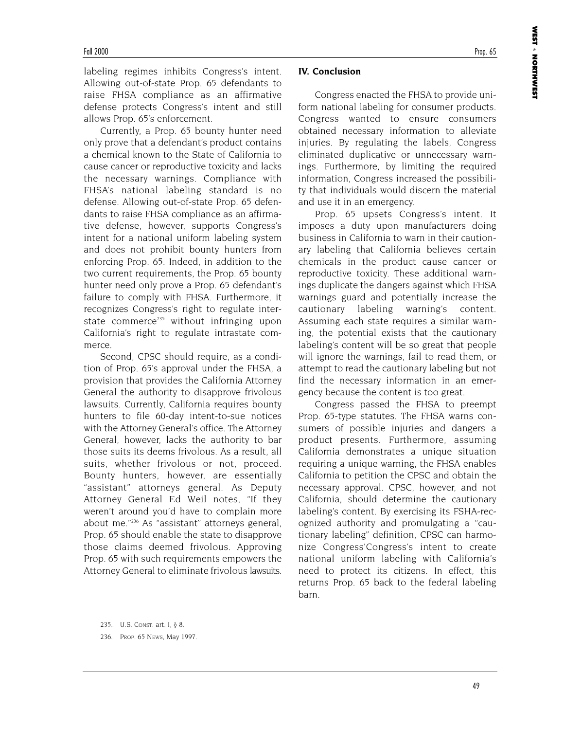labeling regimes inhibits Congress's intent. Allowing out-of-state Prop. 65 defendants to raise FHSA compliance as an affirmative defense protects Congress's intent and still allows Prop. 65's enforcement.

Currently, a Prop. 65 bounty hunter need only prove that a defendant's product contains a chemical known to the State of California to cause cancer or reproductive toxicity and lacks the necessary warnings. Compliance with FHSA's national labeling standard is no defense. Allowing out-of-state Prop. 65 defendants to raise FHSA compliance as an affirmative defense, however, supports Congress's intent for a national uniform labeling system and does not prohibit bounty hunters from enforcing Prop. 65. Indeed, in addition to the two current requirements, the Prop. 65 bounty hunter need only prove a Prop. 65 defendant's failure to comply with FHSA. Furthermore, it recognizes Congress's right to regulate interstate commerce[235] without infringing upon California's right to regulate intrastate commerce.

Second, CPSC should require, as a condition of Prop. 65's approval under the FHSA, a provision that provides the California Attorney General the authority to disapprove frivolous lawsuits. Currently, California requires bounty hunters to file 60-day intent-to-sue notices with the Attorney General's office. The Attorney General, however, lacks the authority to bar those suits its deems frivolous. As a result, all suits, whether frivolous or not, proceed. Bounty hunters, however, are essentially "assistant" attorneys general. As Deputy Attorney General Ed Weil notes, "If they weren't around you'd have to complain more about me."[236] As "assistant" attorneys general, Prop. 65 should enable the state to disapprove those claims deemed frivolous. Approving Prop. 65 with such requirements empowers the Attorney General to eliminate frivolous lawsuits.

## IV. Conclusion

Congress enacted the FHSA to provide uniform national labeling for consumer products. Congress wanted to ensure consumers obtained necessary information to alleviate injuries. By regulating the labels, Congress eliminated duplicative or unnecessary warnings. Furthermore, by limiting the required information, Congress increased the possibility that individuals would discern the material and use it in an emergency.

Prop. 65 upsets Congress's intent. It imposes a duty upon manufacturers doing business in California to warn in their cautionary labeling that California believes certain chemicals in the product cause cancer or reproductive toxicity. These additional warnings duplicate the dangers against which FHSA warnings guard and potentially increase the cautionary labeling warning's content. Assuming each state requires a similar warning, the potential exists that the cautionary labeling's content will be so great that people will ignore the warnings, fail to read them, or attempt to read the cautionary labeling but not find the necessary information in an emergency because the content is too great.

Congress passed the FHSA to preempt Prop. 65-type statutes. The FHSA warns consumers of possible injuries and dangers a product presents. Furthermore, assuming California demonstrates a unique situation requiring a unique warning, the FHSA enables California to petition the CPSC and obtain the necessary approval. CPSC, however, and not California, should determine the cautionary labeling's content. By exercising its FSHA-recognized authority and promulgating a "cautionary labeling" definition, CPSC can harmonize Congress'Congress's intent to create national uniform labeling with California's need to protect its citizens. In effect, this returns Prop. 65 back to the federal labeling barn.

235. U.S. CONST. art. I, § 8.

236. PROP. 65 NEWS, May 1997.